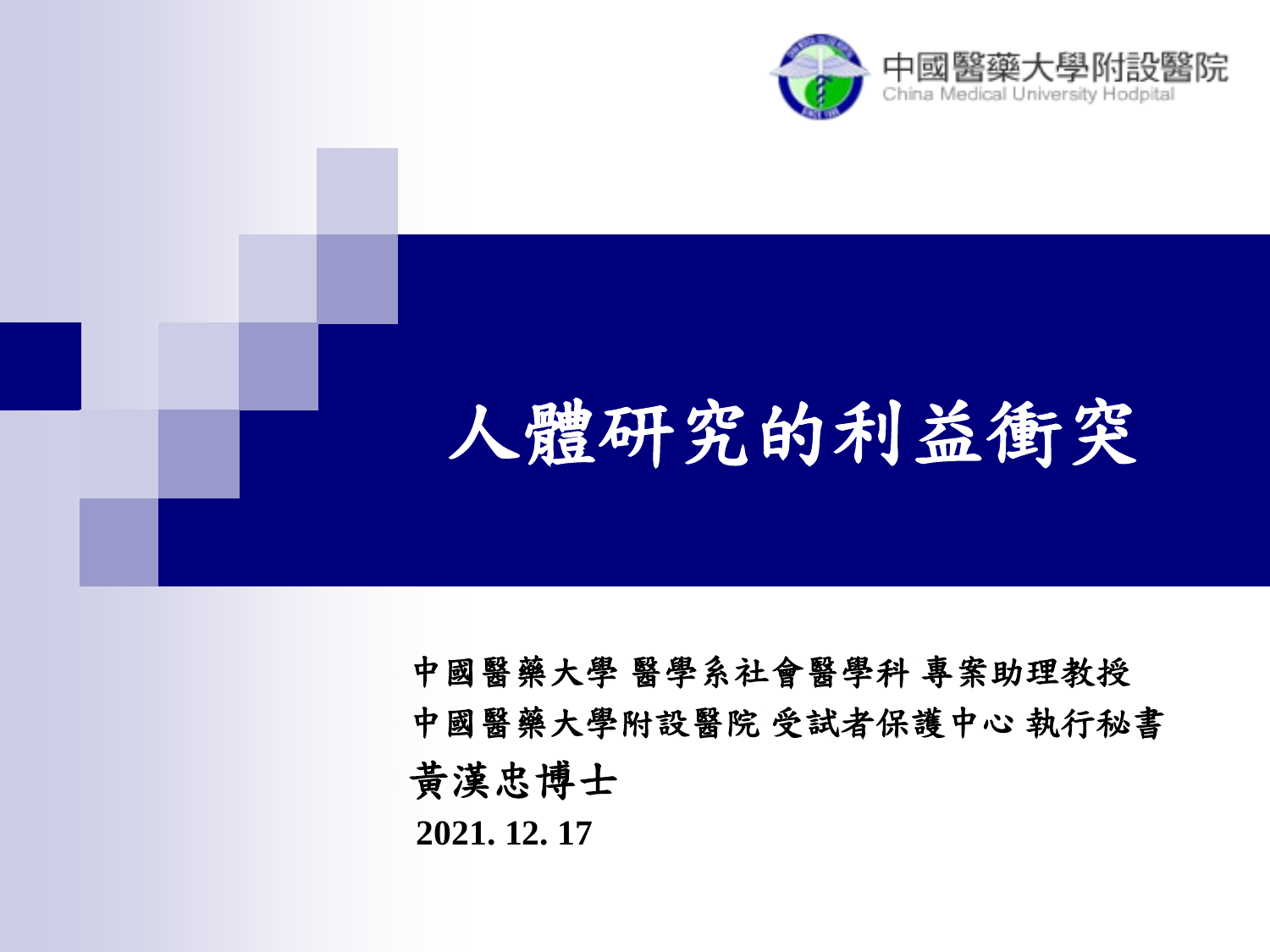中國醫藥大學附設醫院
China Medical University Hodpital

# 人體研究的利益衝突

中國醫藥大學 醫學系社會醫學科 專案助理教授

中國醫藥大學附設醫院 受試者保護中心 執行秘書

黃漢忠博士

**2021. 12. 17**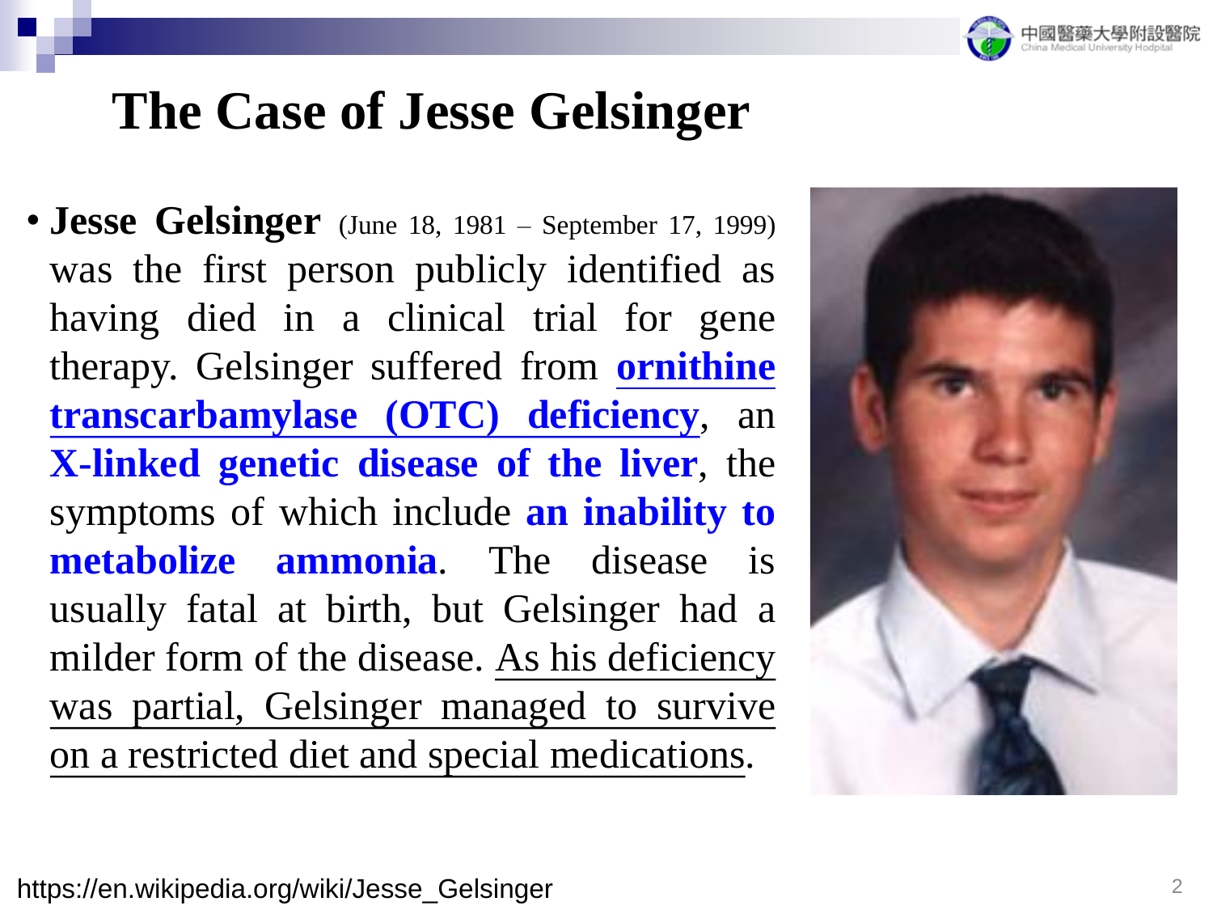# The Case of Jesse Gelsinger

- **Jesse Gelsinger** (June 18, 1981 – September 17, 1999) was the first person publicly identified as having died in a clinical trial for gene therapy. Gelsinger suffered from **ornithine transcarbamylase (OTC) deficiency**, an **X-linked genetic disease of the liver**, the symptoms of which include **an inability to metabolize ammonia**. The disease is usually fatal at birth, but Gelsinger had a milder form of the disease. As his deficiency was partial, Gelsinger managed to survive on a restricted diet and special medications.

https://en.wikipedia.org/wiki/Jesse_Gelsinger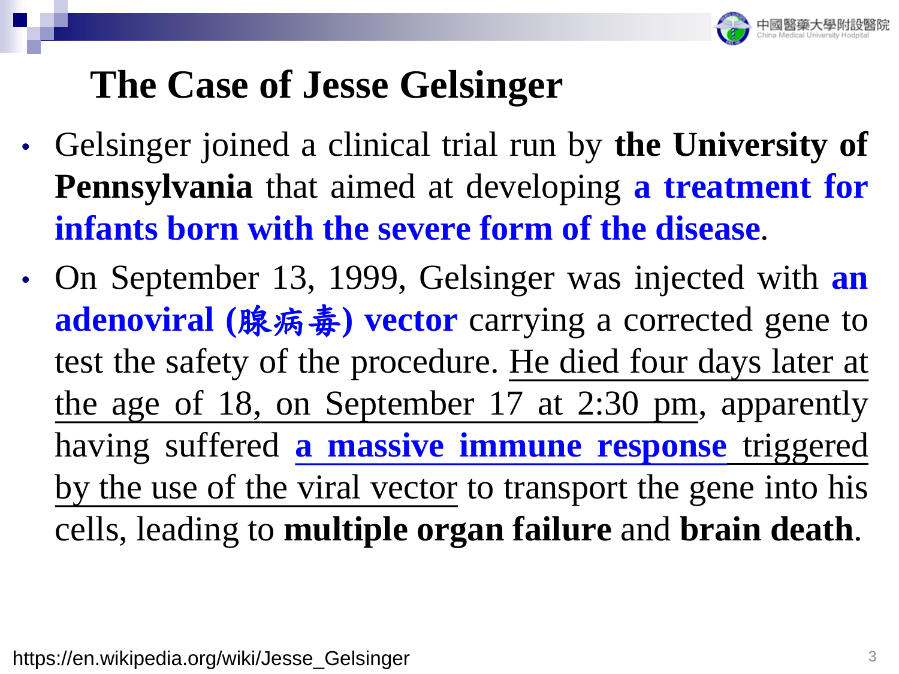# The Case of Jesse Gelsinger

- Gelsinger joined a clinical trial run by **the University of Pennsylvania** that aimed at developing **a treatment for infants born with the severe form of the disease**.
- On September 13, 1999, Gelsinger was injected with **an adenoviral (腺病毒) vector** carrying a corrected gene to test the safety of the procedure. He died four days later at the age of 18, on September 17 at 2:30 pm, apparently having suffered **a massive immune response** triggered by the use of the viral vector to transport the gene into his cells, leading to **multiple organ failure** and **brain death**.

https://en.wikipedia.org/wiki/Jesse_Gelsinger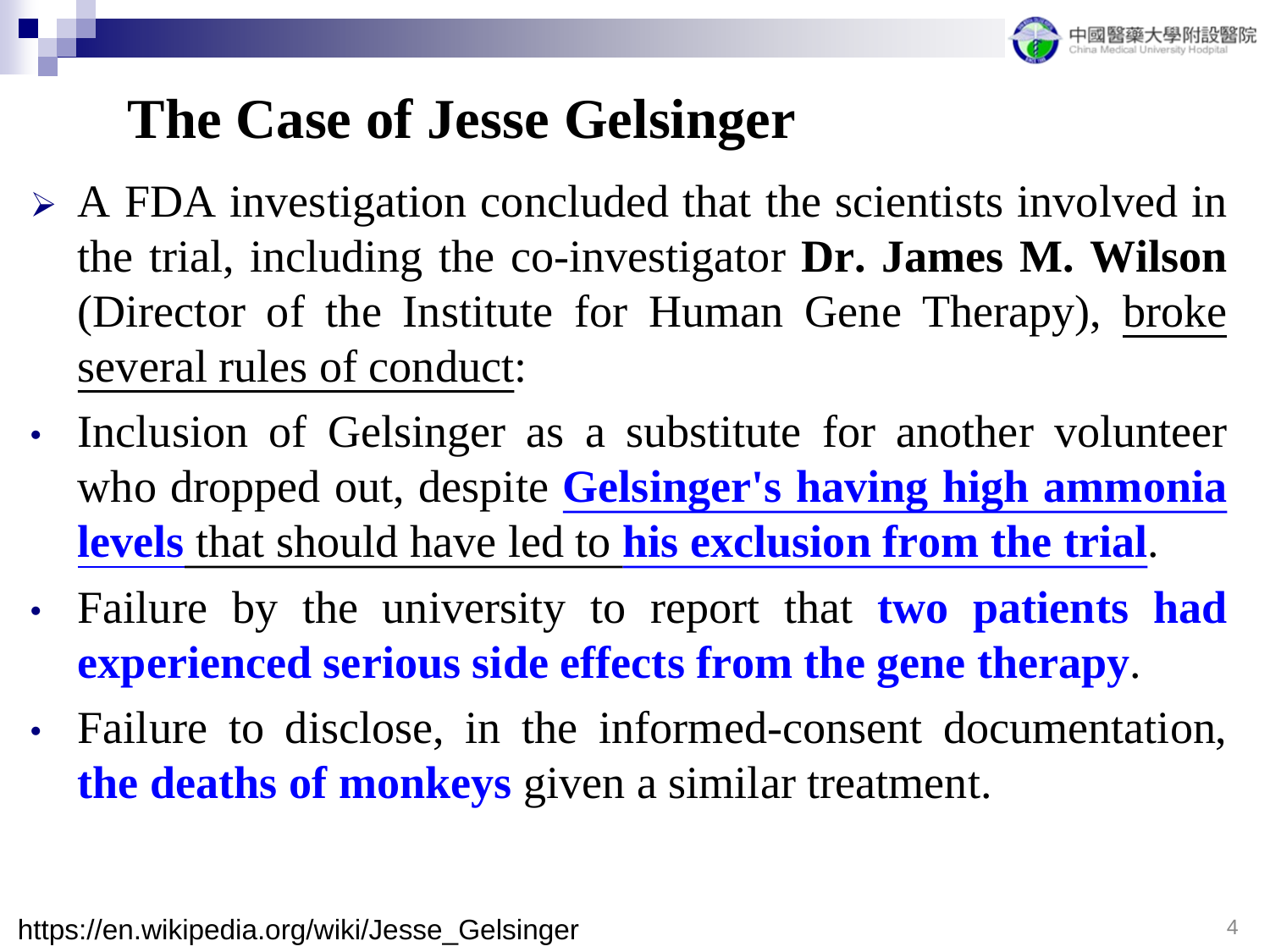# The Case of Jesse Gelsinger

- A FDA investigation concluded that the scientists involved in the trial, including the co-investigator **Dr. James M. Wilson** (Director of the Institute for Human Gene Therapy), broke several rules of conduct:
  - Inclusion of Gelsinger as a substitute for another volunteer who dropped out, despite **Gelsinger's having high ammonia levels** that should have led to **his exclusion from the trial**.
  - Failure by the university to report that **two patients had experienced serious side effects from the gene therapy**.
  - Failure to disclose, in the informed-consent documentation, **the deaths of monkeys** given a similar treatment.

https://en.wikipedia.org/wiki/Jesse_Gelsinger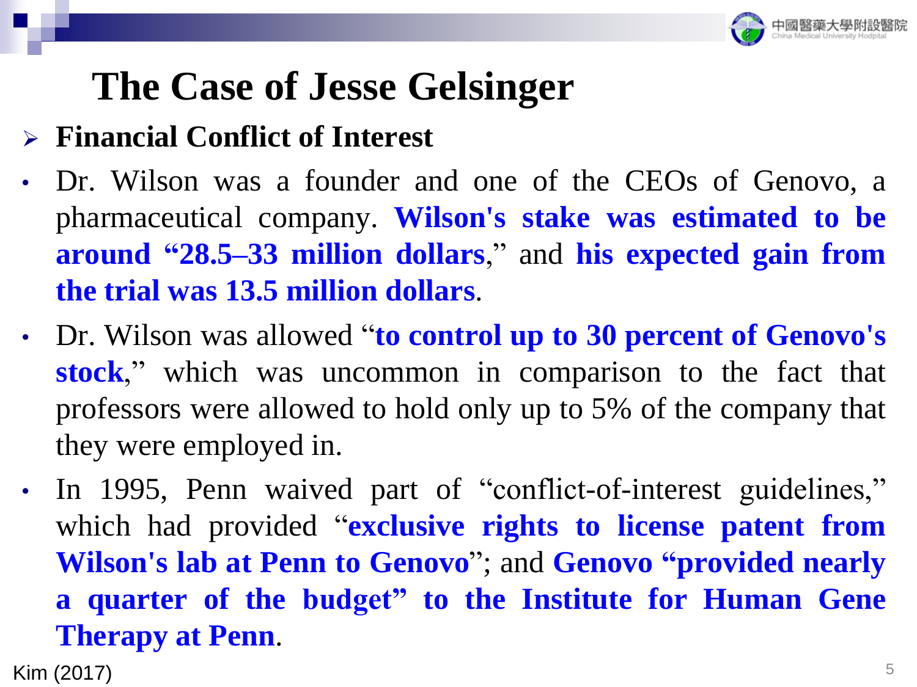# The Case of Jesse Gelsinger

- **Financial Conflict of Interest**

- Dr. Wilson was a founder and one of the CEOs of Genovo, a pharmaceutical company. **Wilson's stake was estimated to be around "28.5–33 million dollars**," and **his expected gain from the trial was 13.5 million dollars**.
- Dr. Wilson was allowed "**to control up to 30 percent of Genovo's stock**," which was uncommon in comparison to the fact that professors were allowed to hold only up to 5% of the company that they were employed in.
- In 1995, Penn waived part of "conflict-of-interest guidelines," which had provided "**exclusive rights to license patent from Wilson's lab at Penn to Genovo**"; and **Genovo "provided nearly a quarter of the budget" to the Institute for Human Gene Therapy at Penn**.

Kim (2017)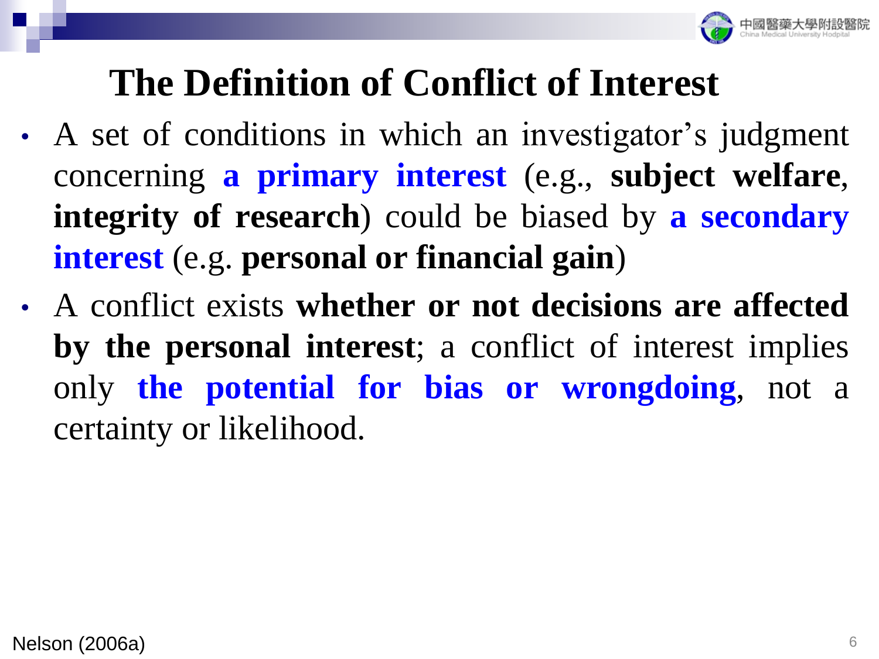# The Definition of Conflict of Interest

- A set of conditions in which an investigator's judgment concerning **a primary interest** (e.g., **subject welfare**, **integrity of research**) could be biased by **a secondary interest** (e.g. **personal or financial gain**)
- A conflict exists **whether or not decisions are affected by the personal interest**; a conflict of interest implies only **the potential for bias or wrongdoing**, not a certainty or likelihood.

Nelson (2006a)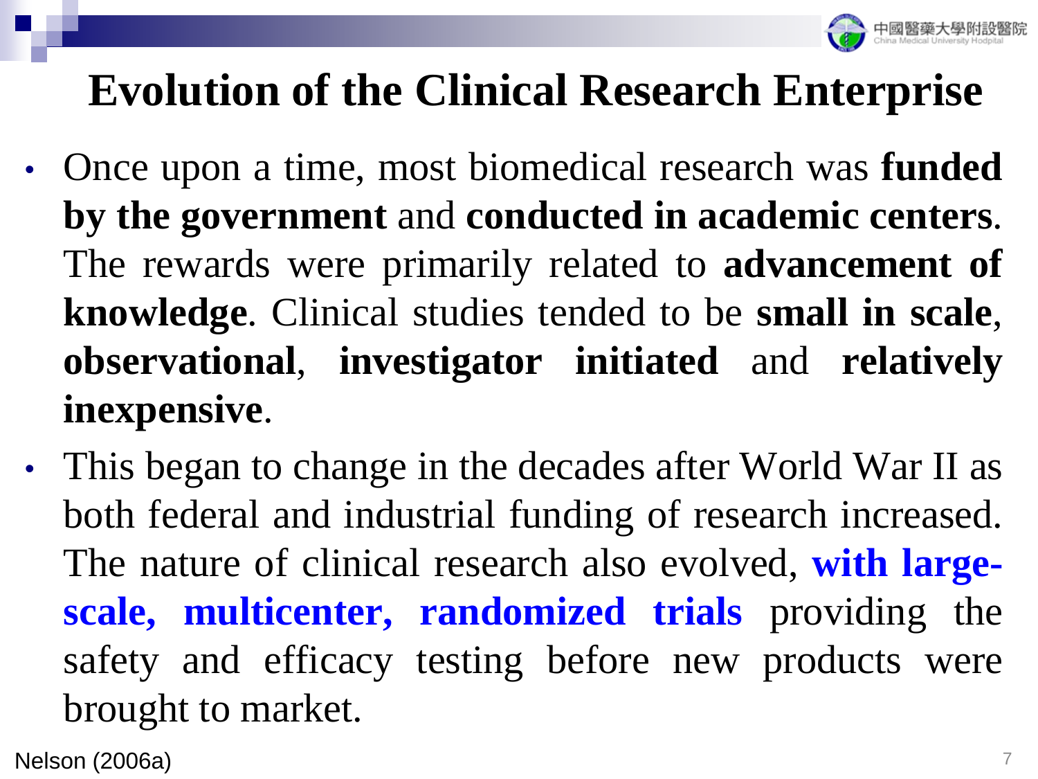# Evolution of the Clinical Research Enterprise

- Once upon a time, most biomedical research was **funded by the government** and **conducted in academic centers**. The rewards were primarily related to **advancement of knowledge**. Clinical studies tended to be **small in scale**, **observational**, **investigator initiated** and **relatively inexpensive**.
- This began to change in the decades after World War II as both federal and industrial funding of research increased. The nature of clinical research also evolved, **with large-scale, multicenter, randomized trials** providing the safety and efficacy testing before new products were brought to market.

Nelson (2006a)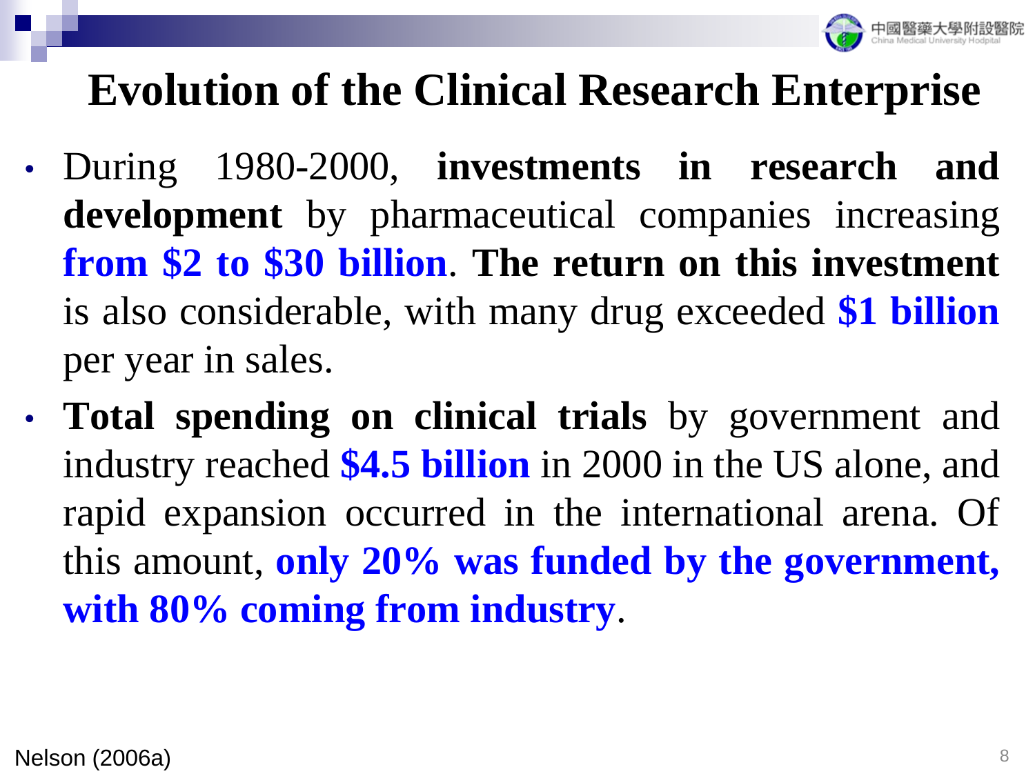# Evolution of the Clinical Research Enterprise

- During 1980-2000, **investments in research and development** by pharmaceutical companies increasing **from $2 to $30 billion**. **The return on this investment** is also considerable, with many drug exceeded **$1 billion** per year in sales.
- **Total spending on clinical trials** by government and industry reached **$4.5 billion** in 2000 in the US alone, and rapid expansion occurred in the international arena. Of this amount, **only 20% was funded by the government, with 80% coming from industry**.

Nelson (2006a)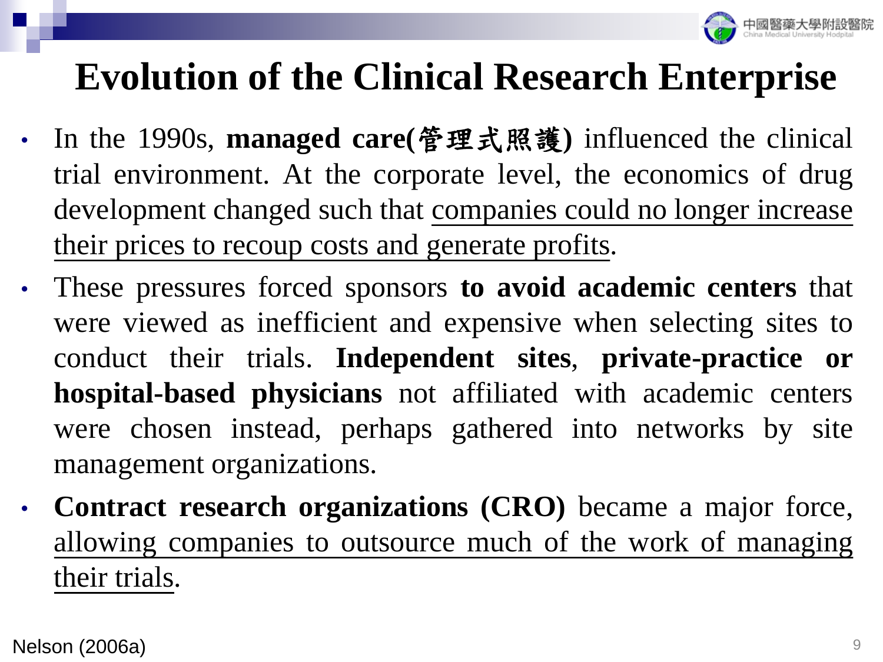# Evolution of the Clinical Research Enterprise

- In the 1990s, **managed care(管理式照護)** influenced the clinical trial environment. At the corporate level, the economics of drug development changed such that companies could no longer increase their prices to recoup costs and generate profits.
- These pressures forced sponsors **to avoid academic centers** that were viewed as inefficient and expensive when selecting sites to conduct their trials. **Independent sites**, **private-practice or hospital-based physicians** not affiliated with academic centers were chosen instead, perhaps gathered into networks by site management organizations.
- **Contract research organizations (CRO)** became a major force, allowing companies to outsource much of the work of managing their trials.

Nelson (2006a)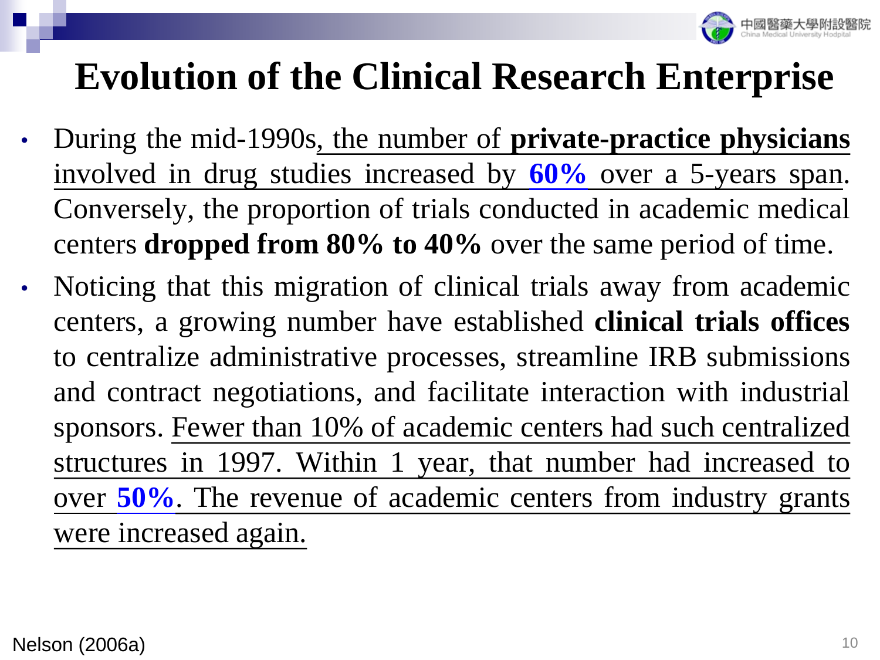# Evolution of the Clinical Research Enterprise

- During the mid-1990s, the number of **private-practice physicians** involved in drug studies increased by **60%** over a 5-years span. Conversely, the proportion of trials conducted in academic medical centers **dropped from 80% to 40%** over the same period of time.
- Noticing that this migration of clinical trials away from academic centers, a growing number have established **clinical trials offices** to centralize administrative processes, streamline IRB submissions and contract negotiations, and facilitate interaction with industrial sponsors. Fewer than 10% of academic centers had such centralized structures in 1997. Within 1 year, that number had increased to over **50%**. The revenue of academic centers from industry grants were increased again.

Nelson (2006a)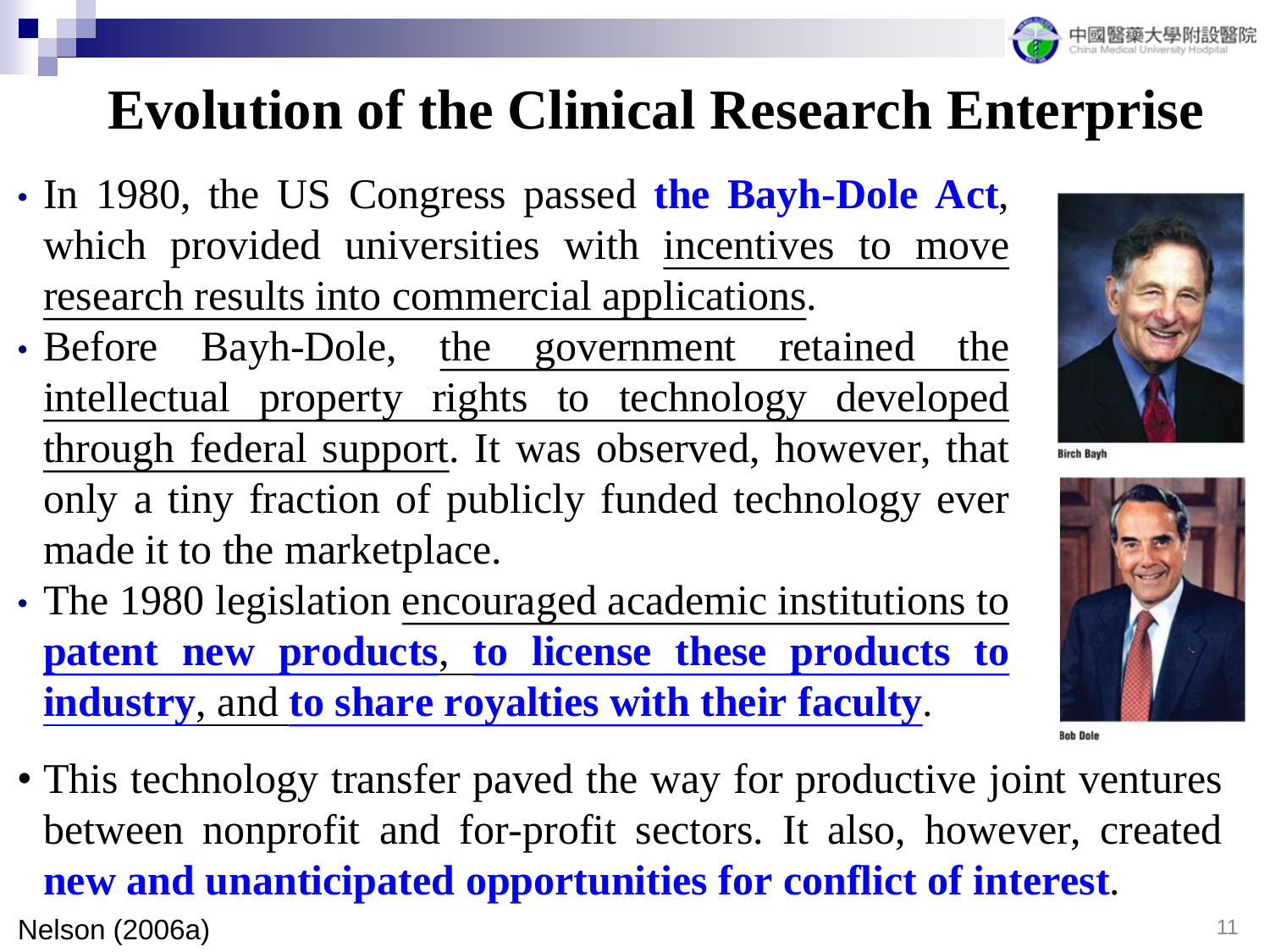# Evolution of the Clinical Research Enterprise

- In 1980, the US Congress passed **the Bayh-Dole Act**, which provided universities with incentives to move research results into commercial applications.
- Before Bayh-Dole, the government retained the intellectual property rights to technology developed through federal support. It was observed, however, that only a tiny fraction of publicly funded technology ever made it to the marketplace.
- The 1980 legislation encouraged academic institutions to **patent new products**, **to license these products to industry**, and **to share royalties with their faculty**.

Birch Bayh

Bob Dole

- This technology transfer paved the way for productive joint ventures between nonprofit and for-profit sectors. It also, however, created **new and unanticipated opportunities for conflict of interest**.

Nelson (2006a)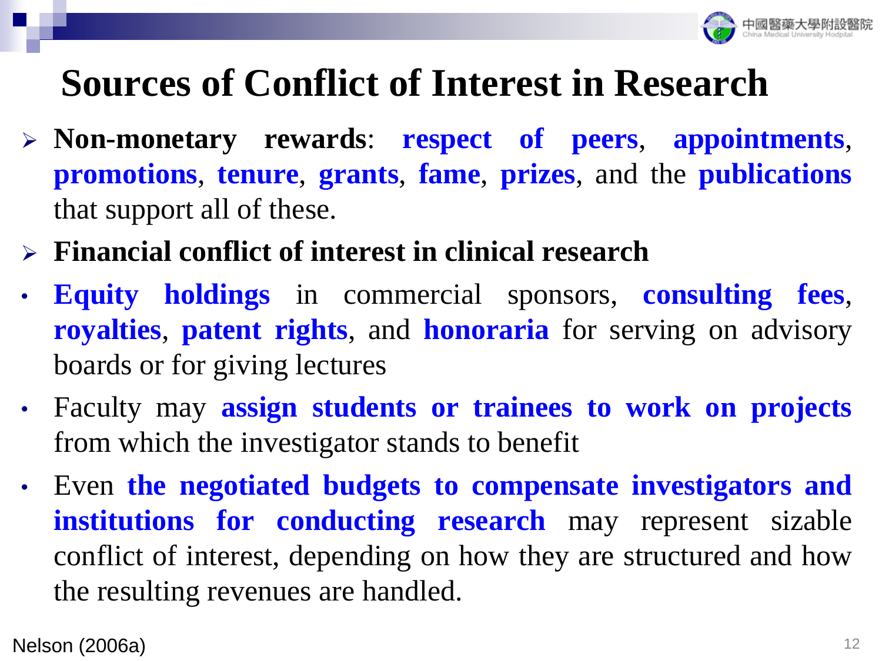# Sources of Conflict of Interest in Research

- **Non-monetary rewards**: **respect of peers**, **appointments**, **promotions**, **tenure**, **grants**, **fame**, **prizes**, and the **publications** that support all of these.
- **Financial conflict of interest in clinical research**
  - **Equity holdings** in commercial sponsors, **consulting fees**, **royalties**, **patent rights**, and **honoraria** for serving on advisory boards or for giving lectures
  - Faculty may **assign students or trainees to work on projects** from which the investigator stands to benefit
  - Even **the negotiated budgets to compensate investigators and institutions for conducting research** may represent sizable conflict of interest, depending on how they are structured and how the resulting revenues are handled.

Nelson (2006a)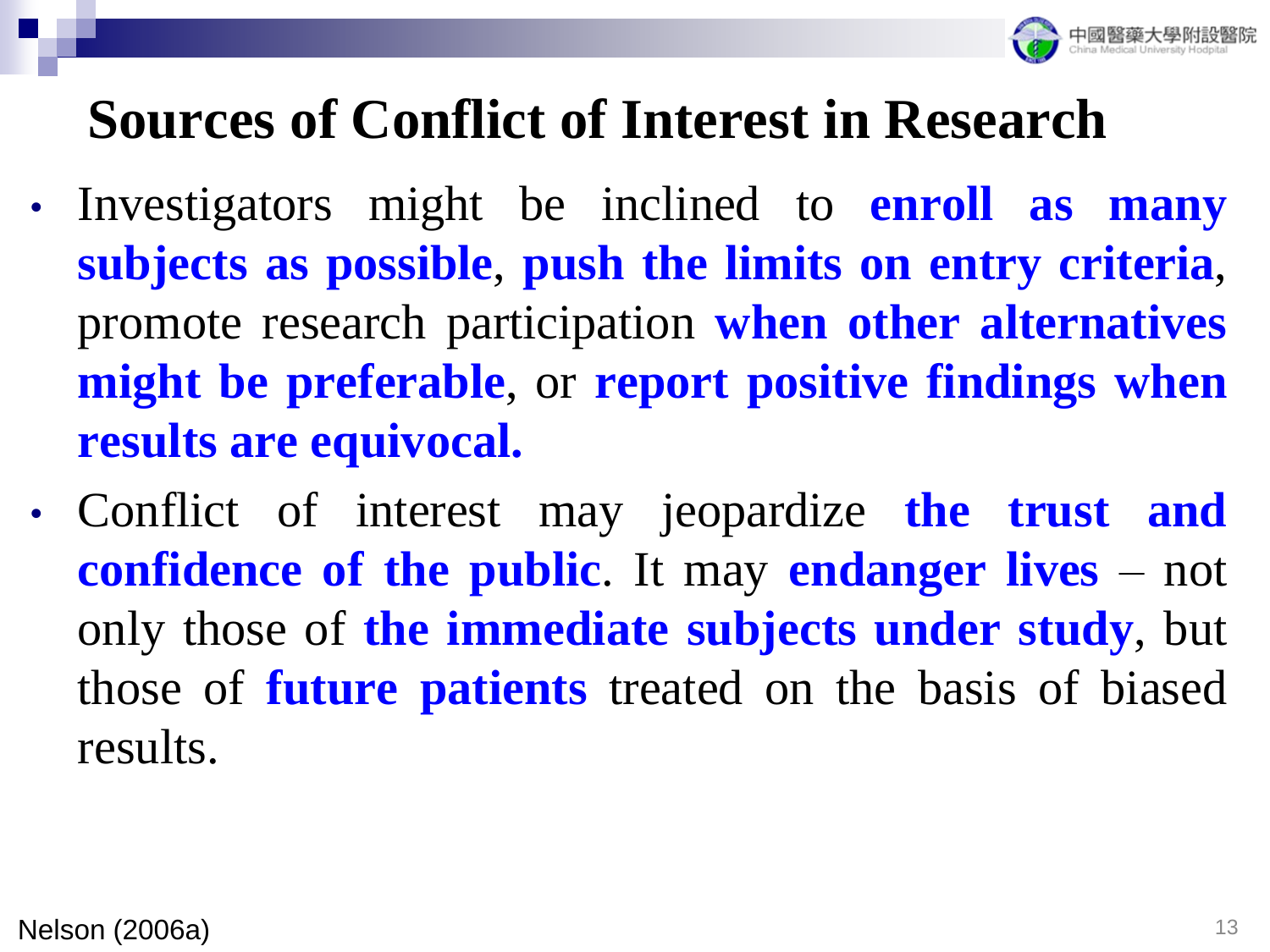# Sources of Conflict of Interest in Research

- Investigators might be inclined to **enroll as many subjects as possible**, **push the limits on entry criteria**, promote research participation **when other alternatives might be preferable**, or **report positive findings when results are equivocal.**
- Conflict of interest may jeopardize **the trust and confidence of the public**. It may **endanger lives** – not only those of **the immediate subjects under study**, but those of **future patients** treated on the basis of biased results.

Nelson (2006a)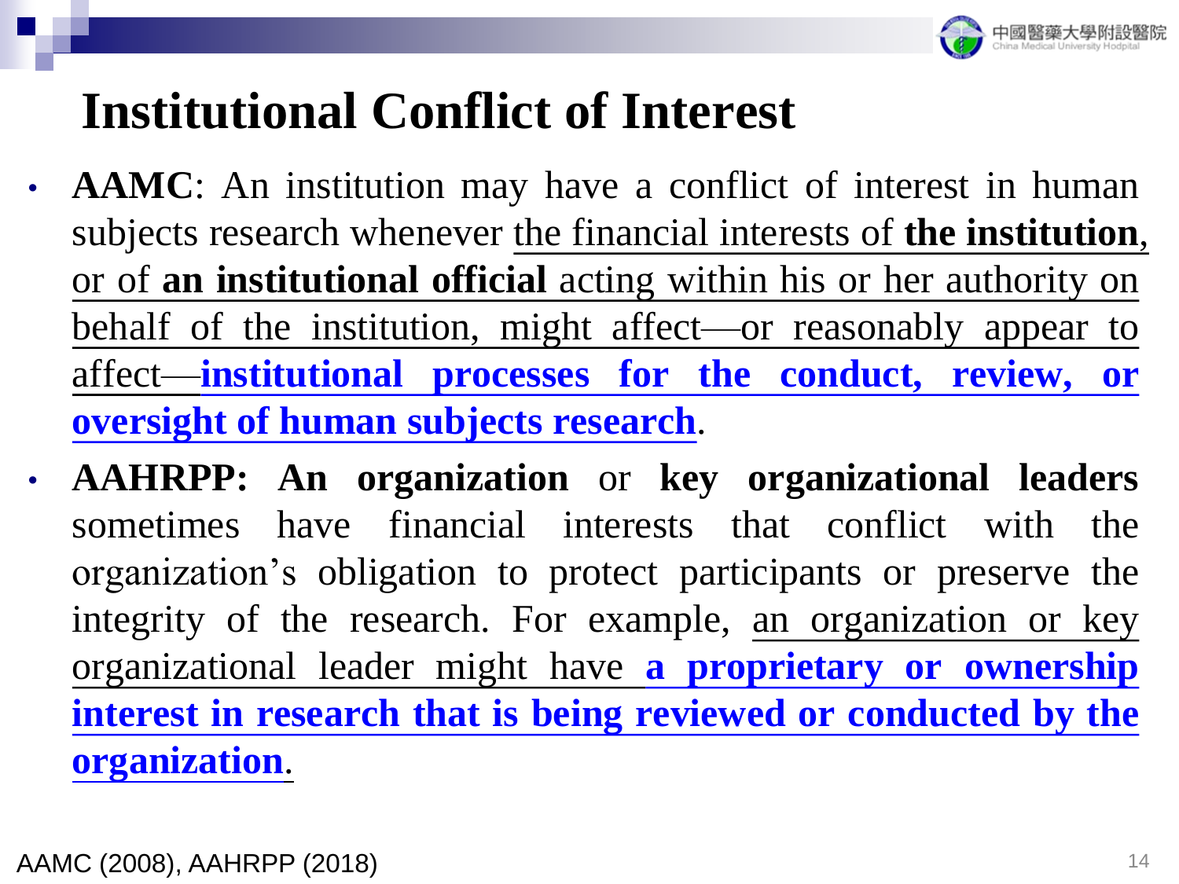# Institutional Conflict of Interest

- **AAMC**: An institution may have a conflict of interest in human subjects research whenever the financial interests of **the institution**, or of **an institutional official** acting within his or her authority on behalf of the institution, might affect—or reasonably appear to affect—**institutional processes for the conduct, review, or oversight of human subjects research**.
- **AAHRPP: An organization** or **key organizational leaders** sometimes have financial interests that conflict with the organization's obligation to protect participants or preserve the integrity of the research. For example, an organization or key organizational leader might have **a proprietary or ownership interest in research that is being reviewed or conducted by the organization**.

AAMC (2008), AAHRPP (2018)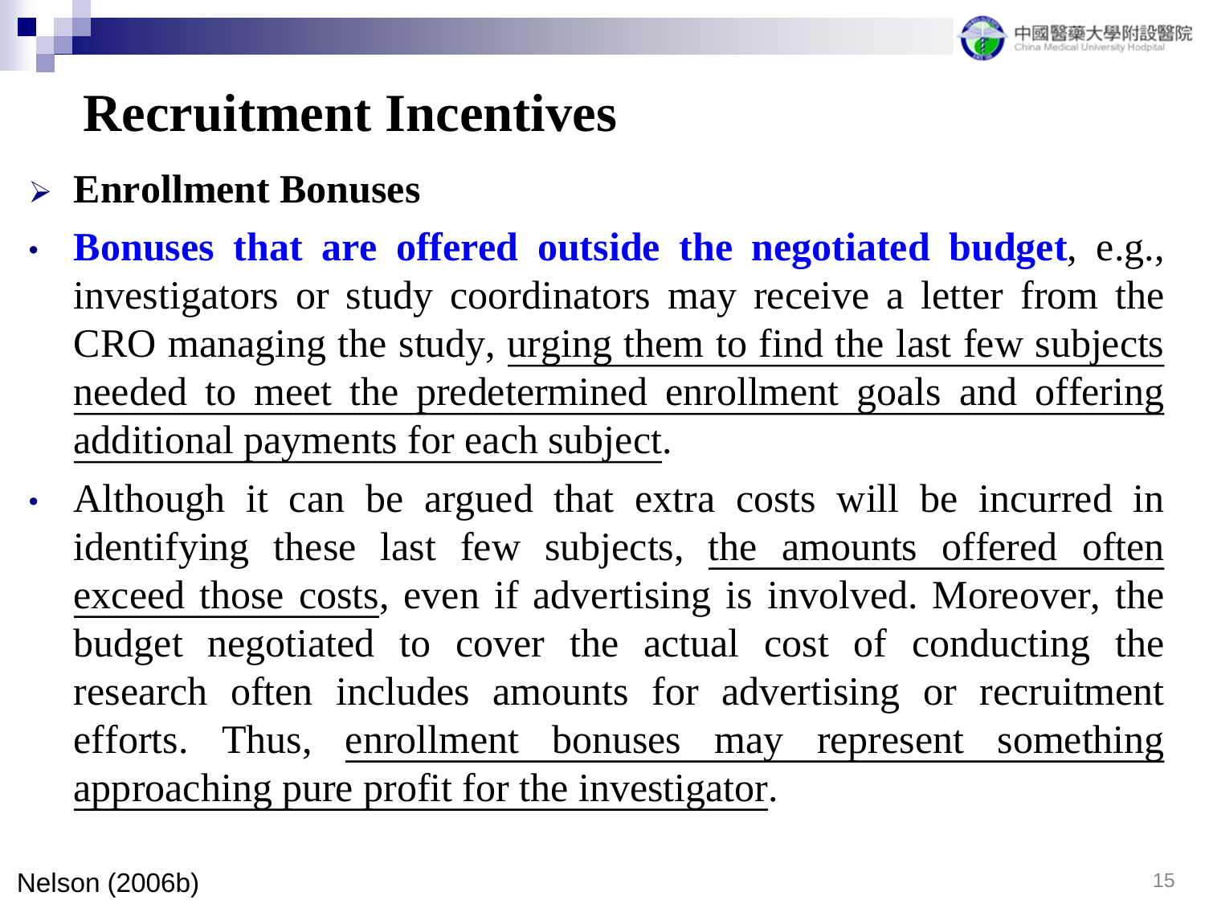# Recruitment Incentives

- **Enrollment Bonuses**

- **Bonuses that are offered outside the negotiated budget**, e.g., investigators or study coordinators may receive a letter from the CRO managing the study, urging them to find the last few subjects needed to meet the predetermined enrollment goals and offering additional payments for each subject.
- Although it can be argued that extra costs will be incurred in identifying these last few subjects, the amounts offered often exceed those costs, even if advertising is involved. Moreover, the budget negotiated to cover the actual cost of conducting the research often includes amounts for advertising or recruitment efforts. Thus, enrollment bonuses may represent something approaching pure profit for the investigator.

Nelson (2006b)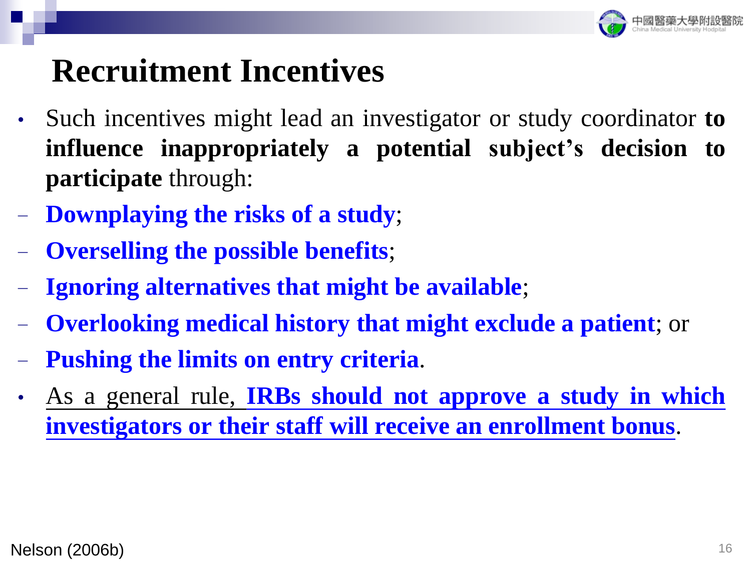# Recruitment Incentives

- Such incentives might lead an investigator or study coordinator **to influence inappropriately a potential subject's decision to participate** through:
  - **Downplaying the risks of a study**;
  - **Overselling the possible benefits**;
  - **Ignoring alternatives that might be available**;
  - **Overlooking medical history that might exclude a patient**; or
  - **Pushing the limits on entry criteria**.
- As a general rule, **IRBs should not approve a study in which investigators or their staff will receive an enrollment bonus**.

Nelson (2006b)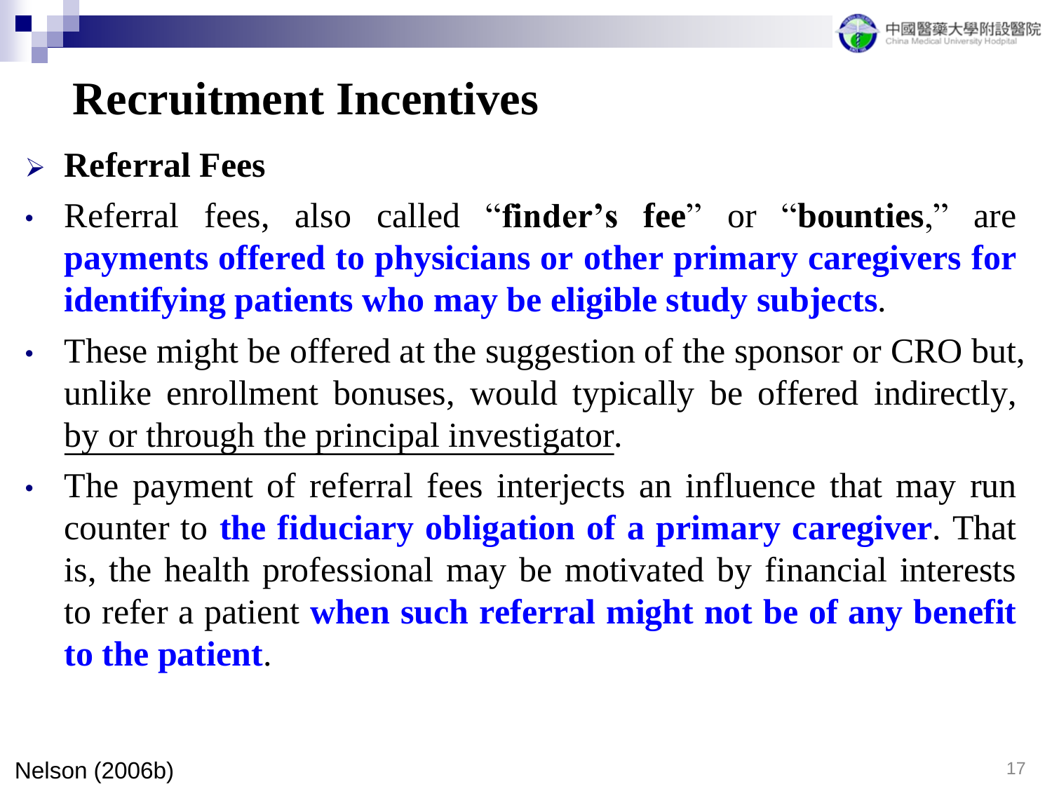# Recruitment Incentives

- **Referral Fees**

- Referral fees, also called "**finder's fee**" or "**bounties**," are **payments offered to physicians or other primary caregivers for identifying patients who may be eligible study subjects**.
- These might be offered at the suggestion of the sponsor or CRO but, unlike enrollment bonuses, would typically be offered indirectly, by or through the principal investigator.
- The payment of referral fees interjects an influence that may run counter to **the fiduciary obligation of a primary caregiver**. That is, the health professional may be motivated by financial interests to refer a patient **when such referral might not be of any benefit to the patient**.

Nelson (2006b)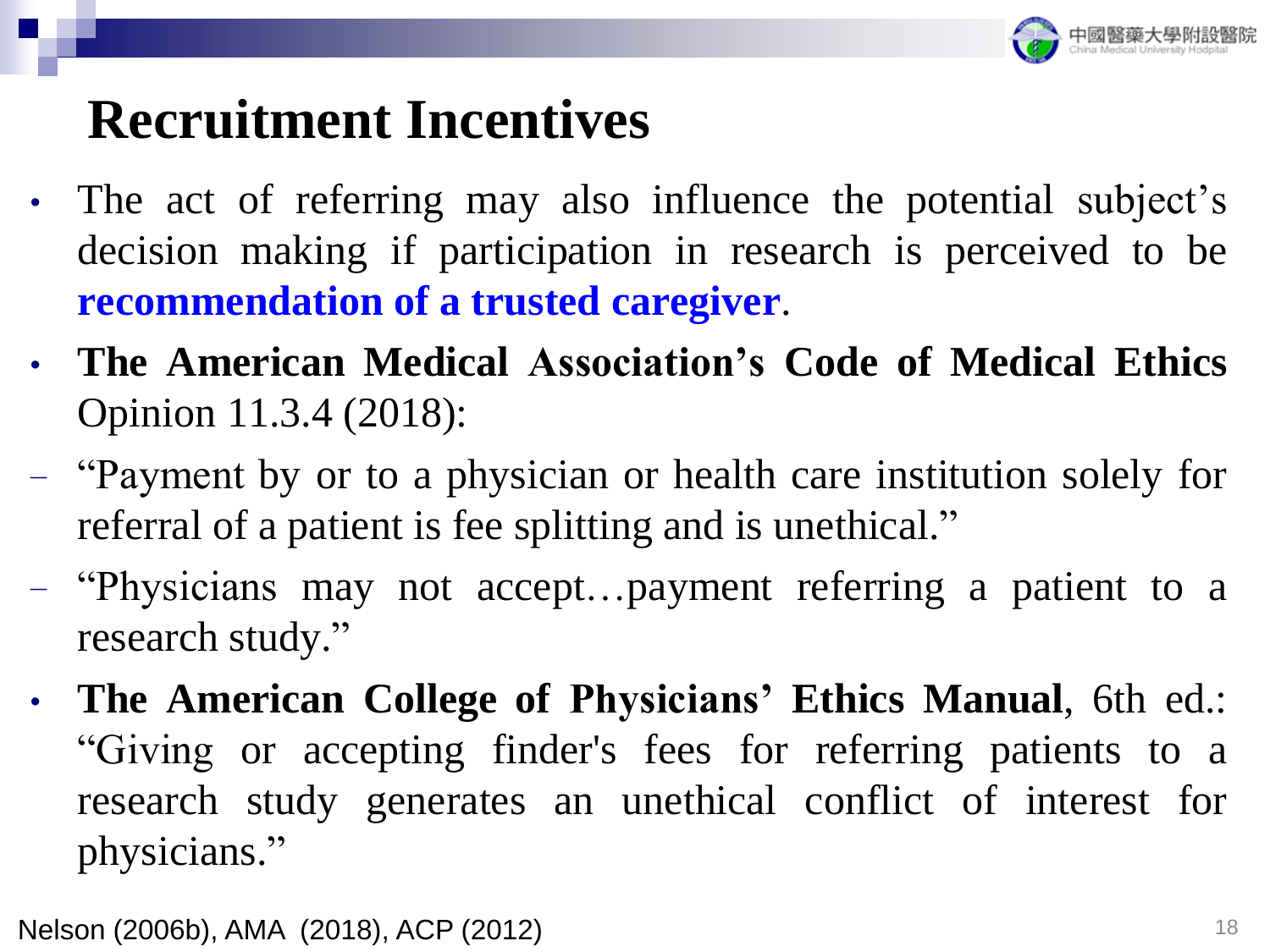# Recruitment Incentives

- The act of referring may also influence the potential subject's decision making if participation in research is perceived to be **recommendation of a trusted caregiver**.
- **The American Medical Association's Code of Medical Ethics** Opinion 11.3.4 (2018):
  - "Payment by or to a physician or health care institution solely for referral of a patient is fee splitting and is unethical."
  - "Physicians may not accept…payment referring a patient to a research study."
- **The American College of Physicians' Ethics Manual**, 6th ed.: "Giving or accepting finder's fees for referring patients to a research study generates an unethical conflict of interest for physicians."

Nelson (2006b), AMA (2018), ACP (2012)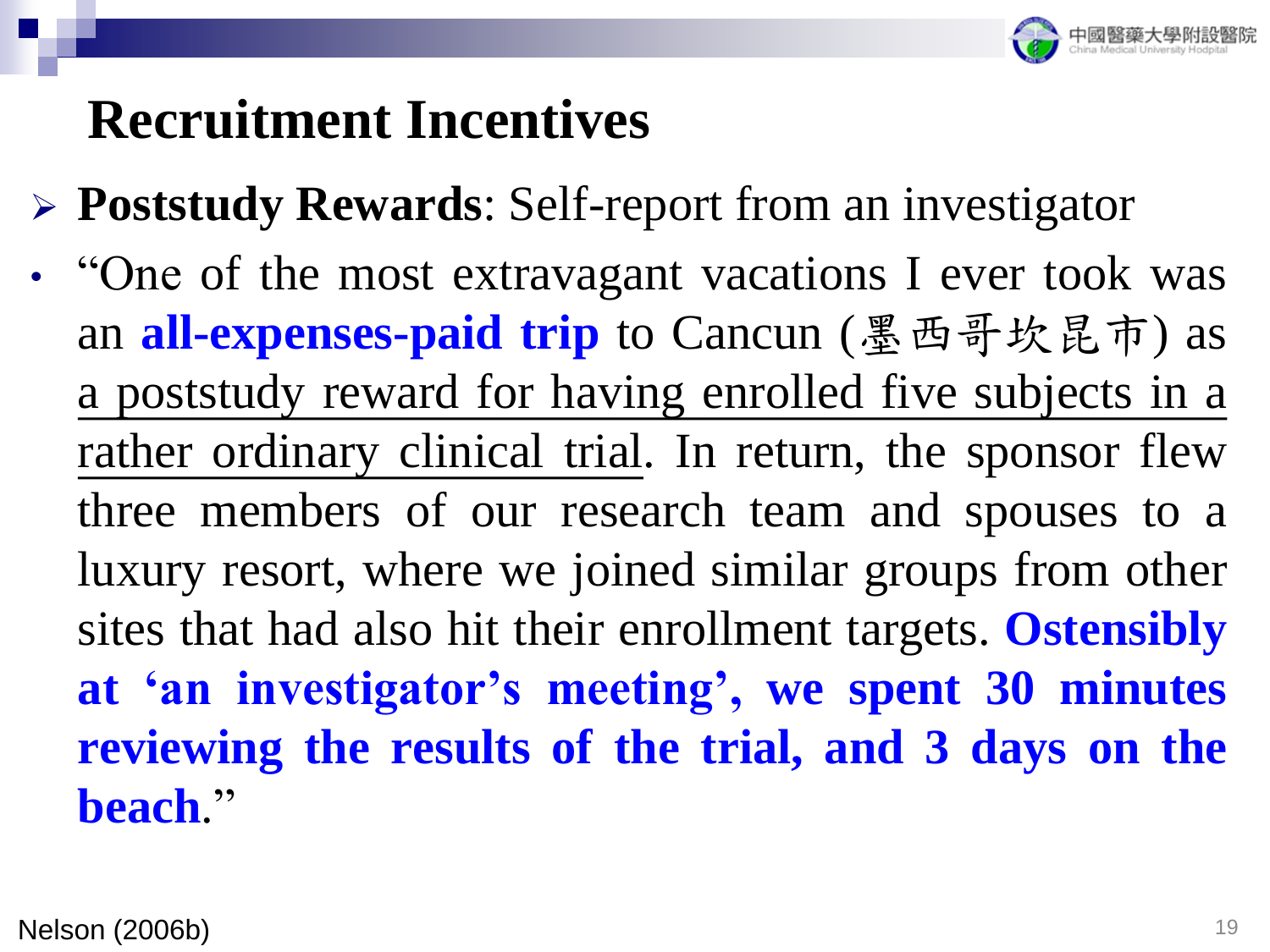# Recruitment Incentives

- **Poststudy Rewards**: Self-report from an investigator
- "One of the most extravagant vacations I ever took was an **all-expenses-paid trip** to Cancun (墨西哥坎昆市) as a poststudy reward for having enrolled five subjects in a rather ordinary clinical trial. In return, the sponsor flew three members of our research team and spouses to a luxury resort, where we joined similar groups from other sites that had also hit their enrollment targets. **Ostensibly at 'an investigator's meeting', we spent 30 minutes reviewing the results of the trial, and 3 days on the beach**."

Nelson (2006b)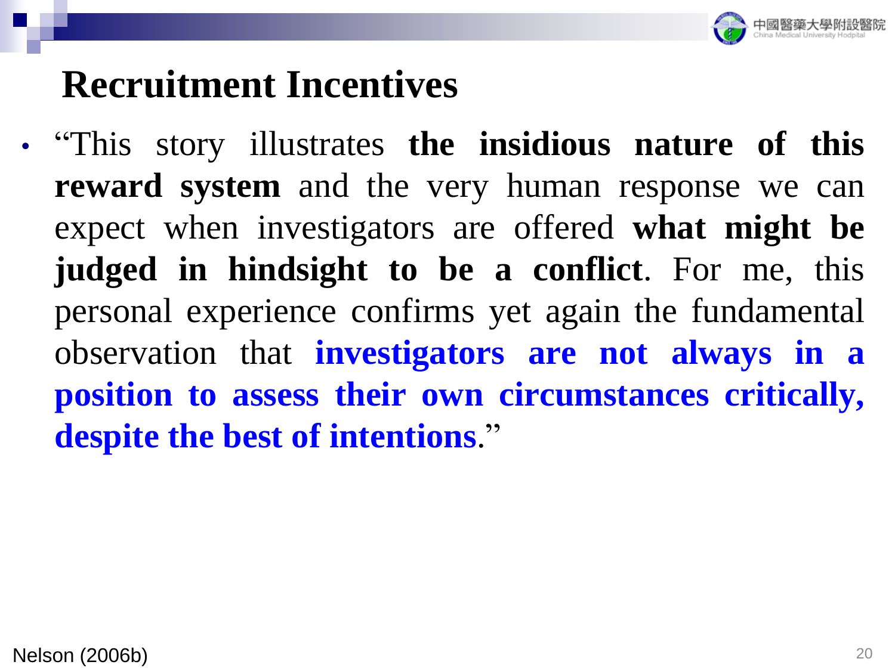# Recruitment Incentives

- "This story illustrates **the insidious nature of this reward system** and the very human response we can expect when investigators are offered **what might be judged in hindsight to be a conflict**. For me, this personal experience confirms yet again the fundamental observation that **investigators are not always in a position to assess their own circumstances critically, despite the best of intentions**."

Nelson (2006b)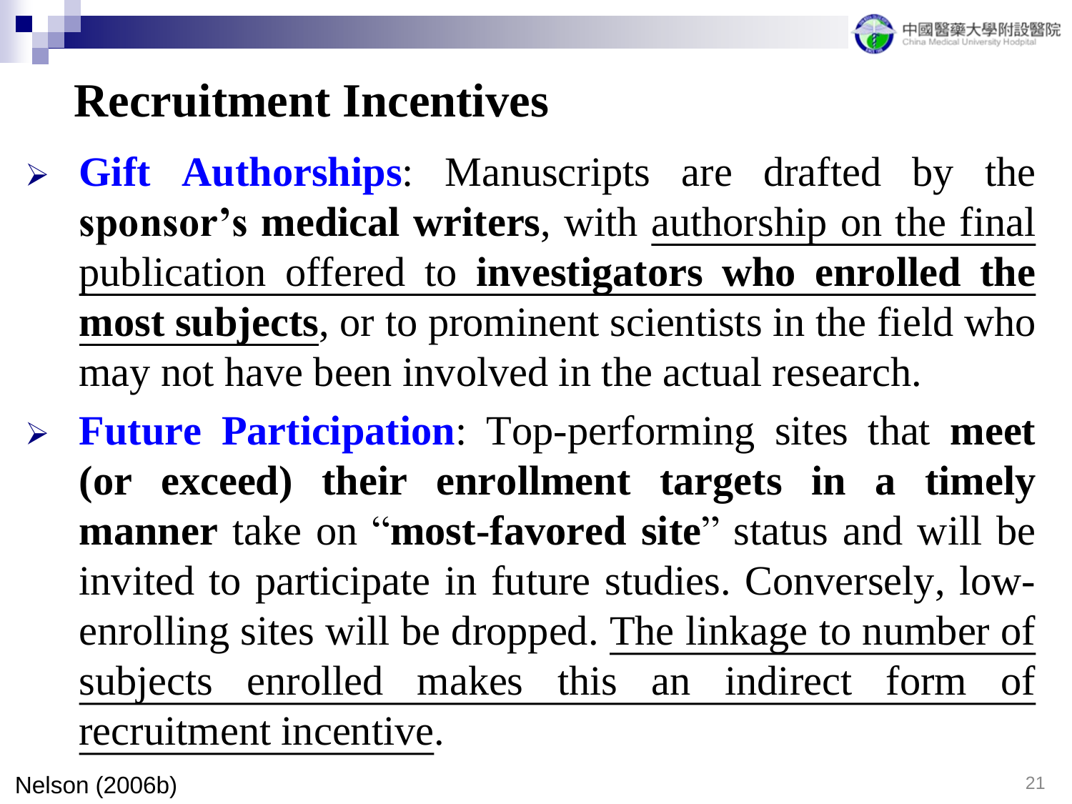# Recruitment Incentives

- **Gift Authorships**: Manuscripts are drafted by the **sponsor's medical writers**, with authorship on the final publication offered to **investigators who enrolled the most subjects**, or to prominent scientists in the field who may not have been involved in the actual research.
- **Future Participation**: Top-performing sites that **meet (or exceed) their enrollment targets in a timely manner** take on "**most-favored site**" status and will be invited to participate in future studies. Conversely, low-enrolling sites will be dropped. The linkage to number of subjects enrolled makes this an indirect form of recruitment incentive.

Nelson (2006b)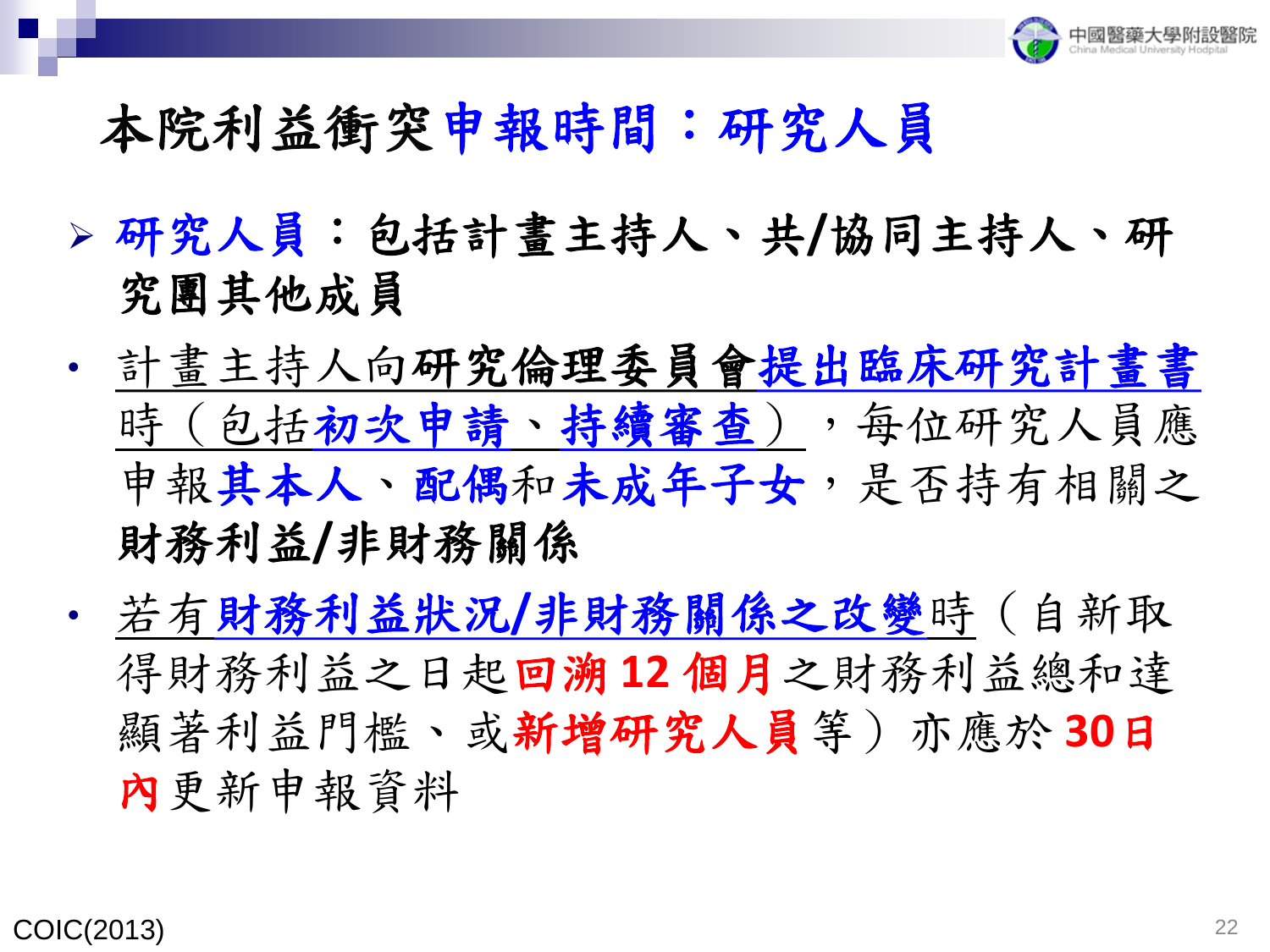# 本院利益衝突申報時間：研究人員

- **研究人員**：**包括計畫主持人、共/協同主持人、研究團其他成員**

- 計畫主持人向**研究倫理委員會提出臨床研究計畫書**時（包括**初次申請**、**持續審查**），每位研究人員應申報**其本人**、**配偶**和**未成年子女**，是否持有相關之**財務利益/非財務關係**

- 若有**財務利益狀況/非財務關係之改變**時（自新取得財務利益之日起**回溯 12 個月**之財務利益總和達顯著利益門檻、或**新增研究人員**等）亦應於 **30日內**更新申報資料

COIC(2013)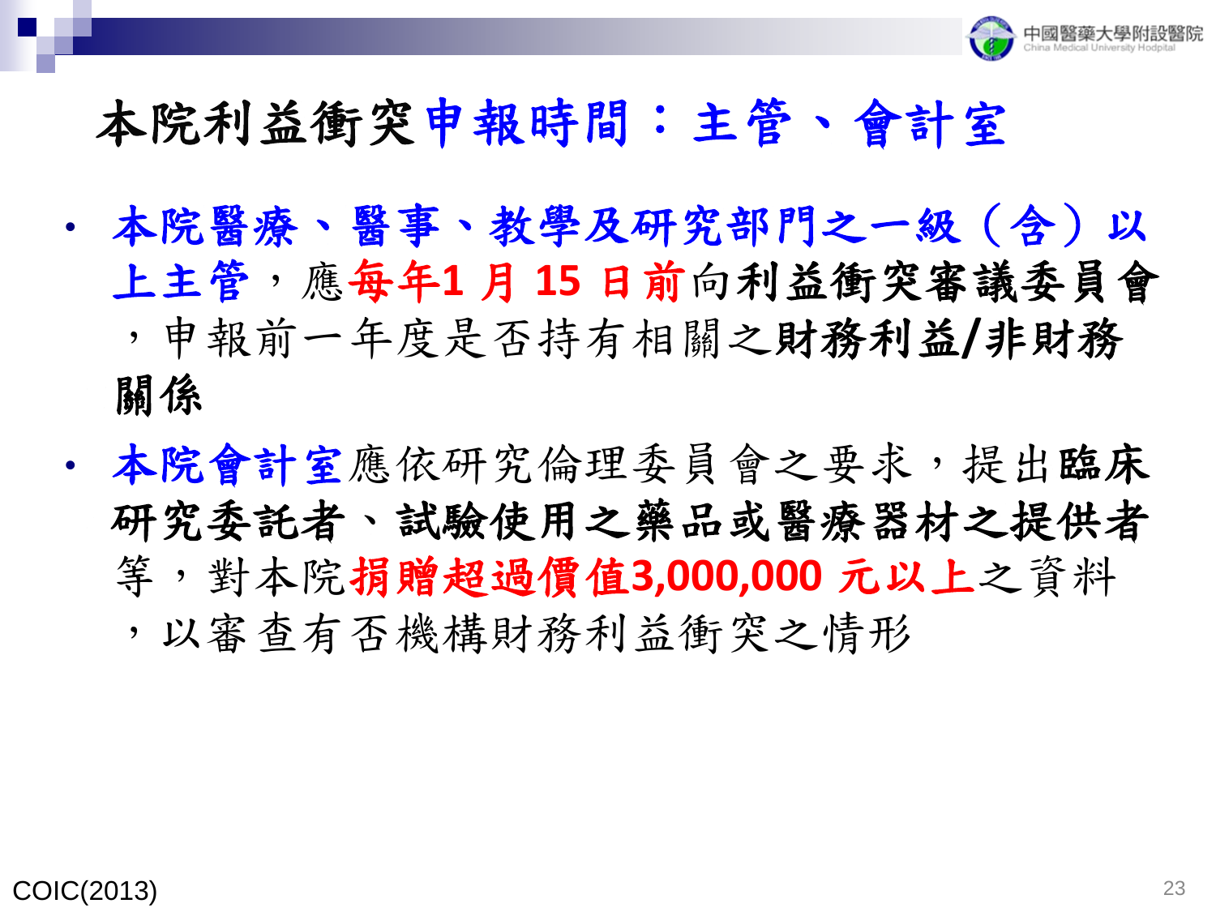# 本院利益衝突申報時間：主管、會計室

- **本院醫療、醫事、教學及研究部門之一級（含）以上主管**，應**每年1 月 15 日前**向**利益衝突審議委員會**，申報前一年度是否持有相關之**財務利益/非財務關係**
- **本院會計室**應依研究倫理委員會之要求，提出**臨床研究委託者、試驗使用之藥品或醫療器材之提供者**等，對本院**捐贈超過價值3,000,000 元以上**之資料，以審查有否機構財務利益衝突之情形

COIC(2013)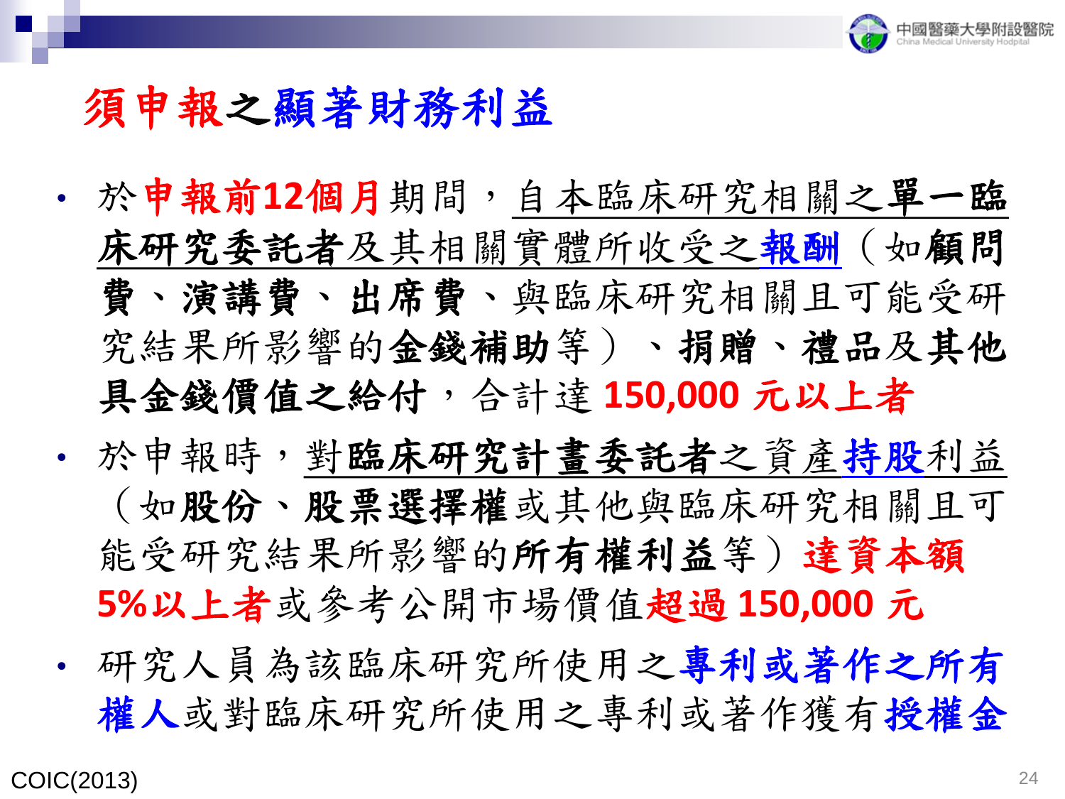# 須申報之顯著財務利益

- 於**申報前12個月**期間，自本臨床研究相關之**單一臨床研究委託者**及其相關實體所收受之**報酬**（如**顧問費**、**演講費**、**出席費**、與臨床研究相關且可能受研究結果所影響的**金錢補助**等）、**捐贈**、**禮品**及**其他具金錢價值之給付**，合計達 **150,000 元以上者**
- 於申報時，對**臨床研究計畫委託者**之資產**持股**利益（如**股份**、**股票選擇權**或其他與臨床研究相關且可能受研究結果所影響的**所有權利益**等）**達資本額5%以上者**或參考公開市場價值**超過 150,000 元**
- 研究人員為該臨床研究所使用之**專利或著作之所有權人**或對臨床研究所使用之專利或著作獲有**授權金**

COIC(2013)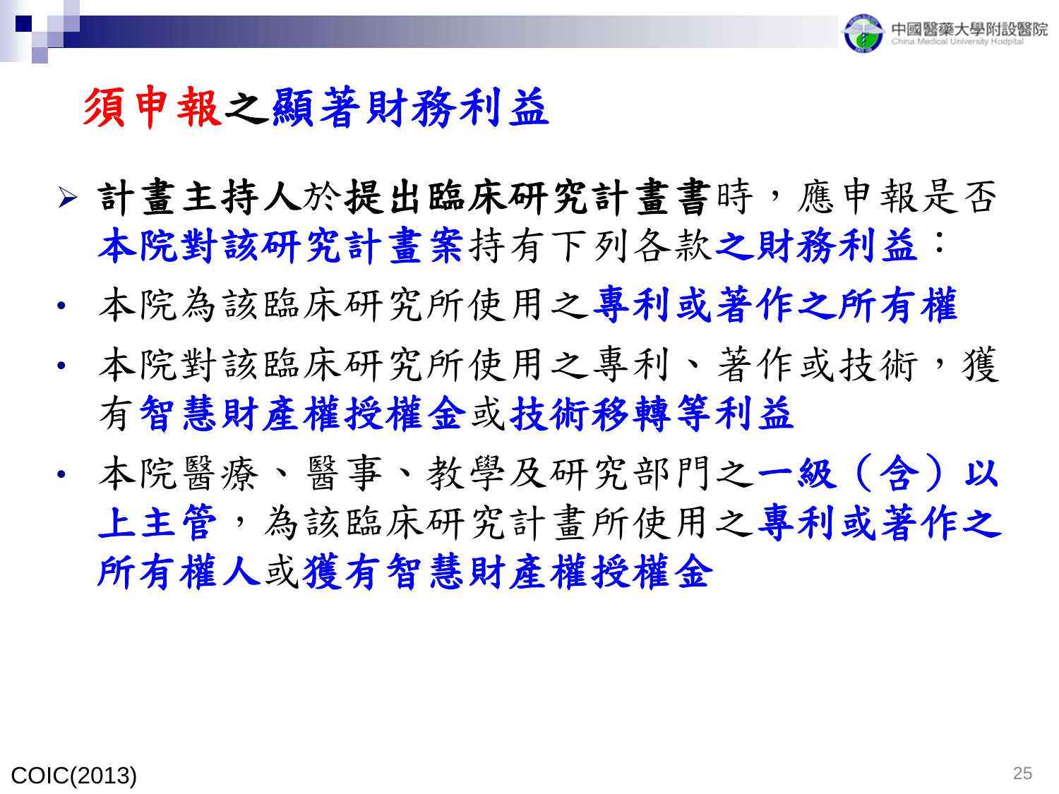# 須申報之顯著財務利益

- **計畫主持人**於**提出臨床研究計畫書**時，應申報是否**本院對該研究計畫案**持有下列各款**之財務利益**：
- 本院為該臨床研究所使用之**專利或著作之所有權**
- 本院對該臨床研究所使用之專利、著作或技術，獲有**智慧財產權授權金**或**技術移轉等利益**
- 本院醫療、醫事、教學及研究部門之**一級（含）以上主管**，為該臨床研究計畫所使用之**專利或著作之所有權人**或**獲有智慧財產權授權金**

COIC(2013)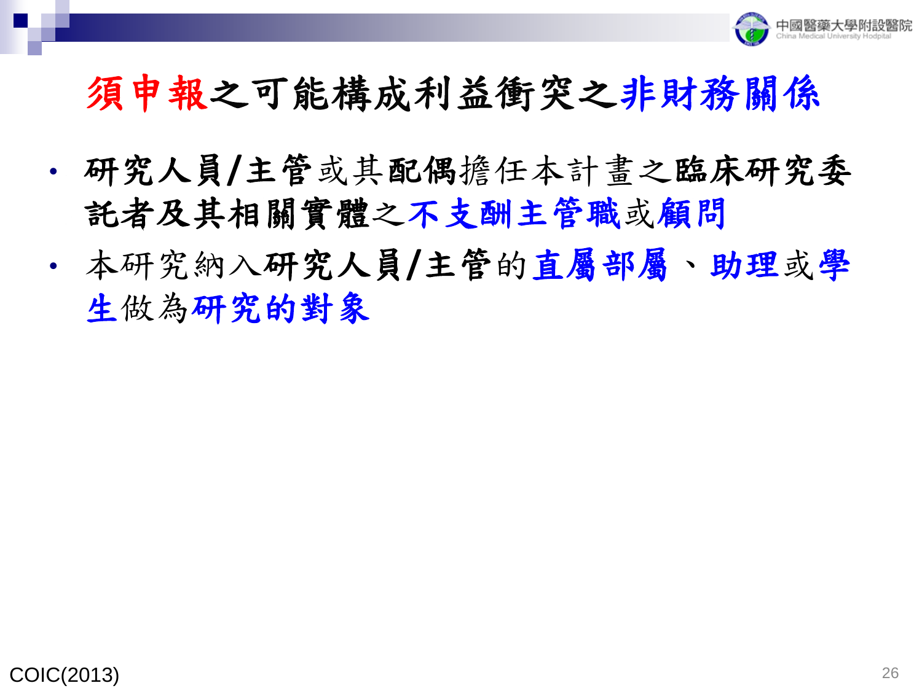# 須申報之可能構成利益衝突之非財務關係

- **研究人員/主管**或其**配偶**擔任本計畫之**臨床研究委託者及其相關實體**之**不支酬主管職**或**顧問**
- 本研究納入**研究人員/主管**的**直屬部屬**、**助理**或**學生**做為**研究的對象**

COIC(2013)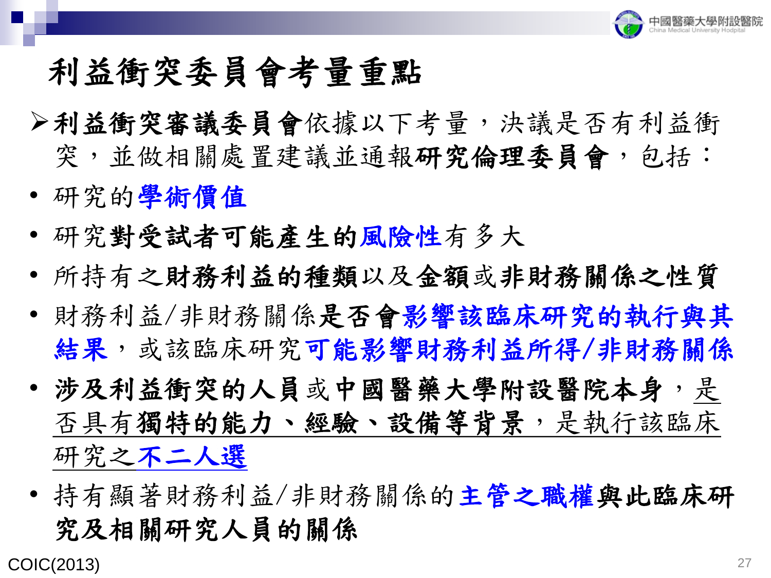# 利益衝突委員會考量重點

- **利益衝突審議委員會**依據以下考量，決議是否有利益衝突，並做相關處置建議並通報**研究倫理委員會**，包括：

- 研究的**學術價值**
- 研究**對受試者可能產生的風險性**有多大
- 所持有之**財務利益的種類**以及**金額**或**非財務關係之性質**
- 財務利益/非財務關係**是否會影響該臨床研究的執行與其結果**，或該臨床研究**可能影響財務利益所得/非財務關係**
- **涉及利益衝突的人員**或**中國醫藥大學附設醫院本身**，是否具有**獨特的能力、經驗、設備等背景**，是執行該臨床研究之**不二人選**
- 持有顯著財務利益/非財務關係的**主管之職權與此臨床研究及相關研究人員的關係**

COIC(2013)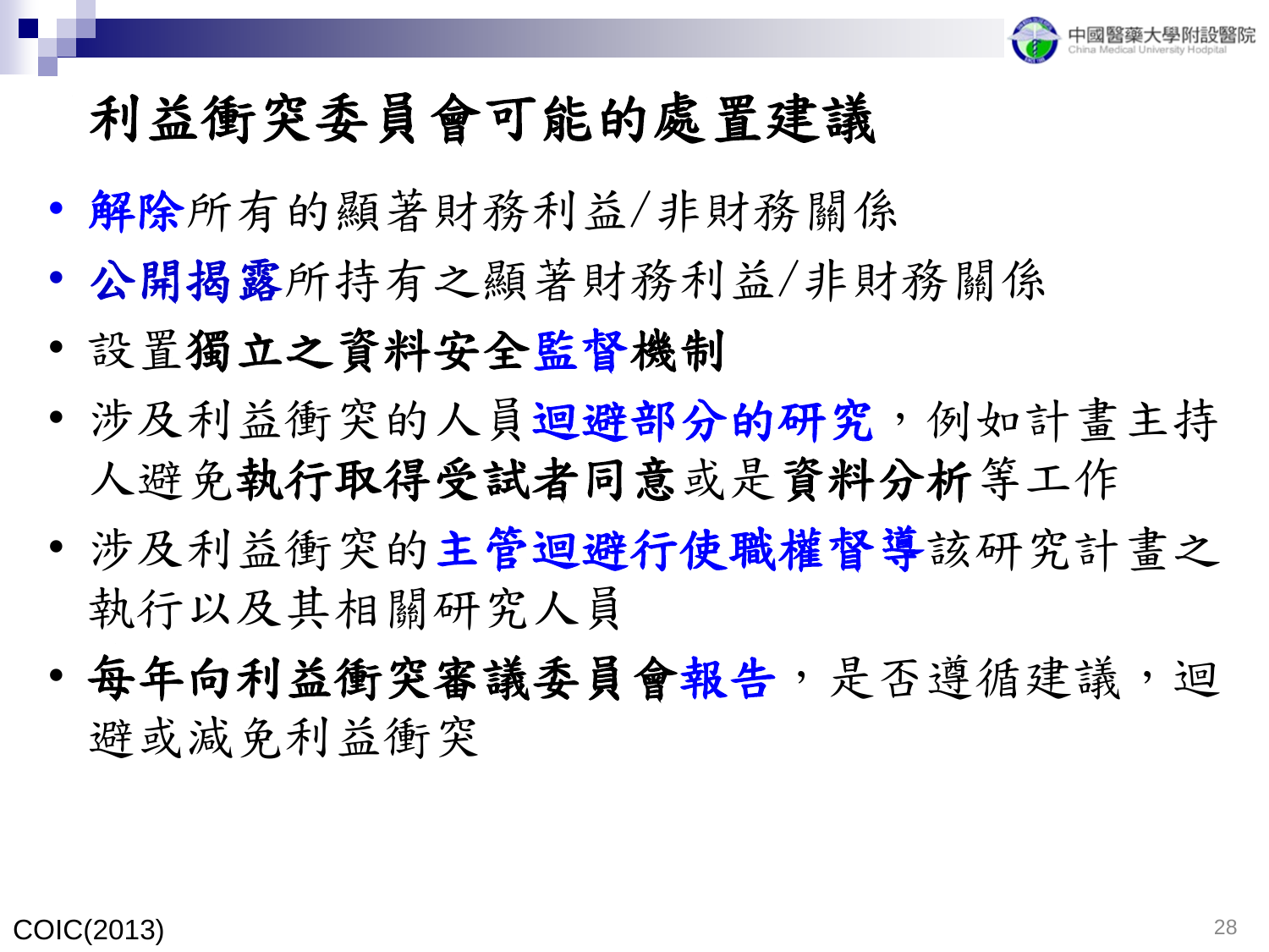# 利益衝突委員會可能的處置建議

- **解除**所有的顯著財務利益/非財務關係
- **公開揭露**所持有之顯著財務利益/非財務關係
- 設置**獨立之資料安全監督機制**
- 涉及利益衝突的人員**迴避部分的研究**，例如計畫主持人避免**執行取得受試者同意**或是**資料分析**等工作
- 涉及利益衝突的**主管迴避行使職權督導**該研究計畫之執行以及其相關研究人員
- **每年向利益衝突審議委員會報告**，是否遵循建議，迴避或減免利益衝突

COIC(2013)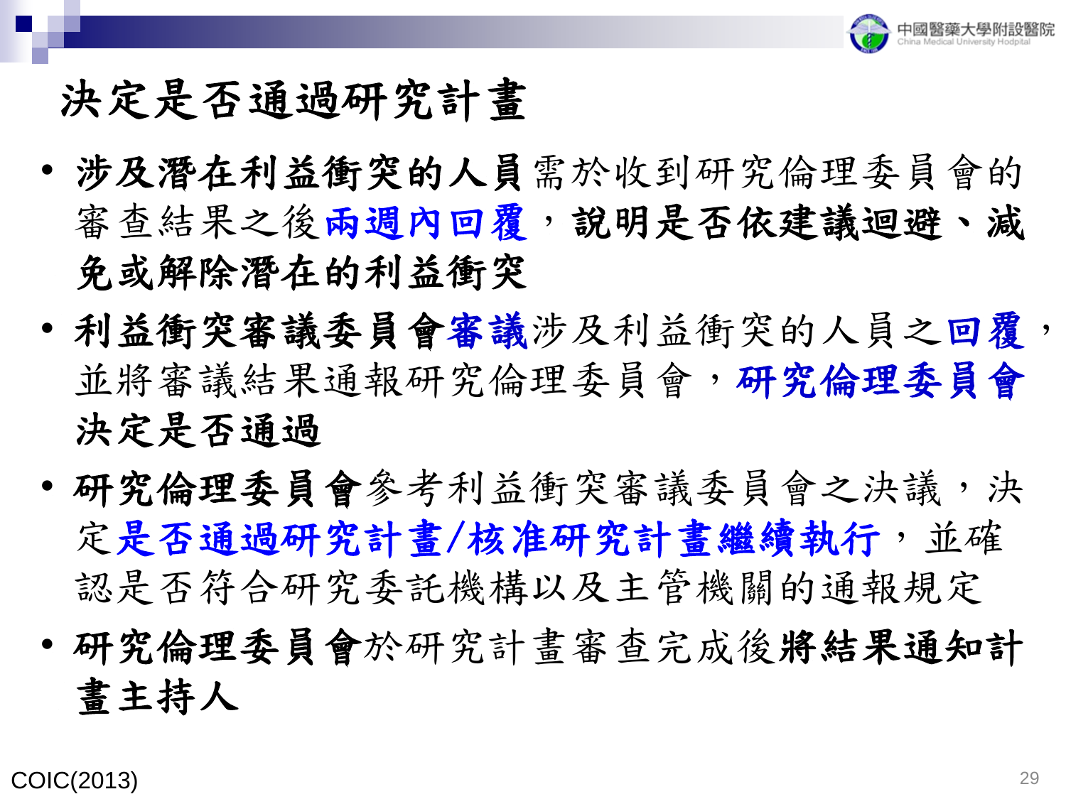# 決定是否通過研究計畫

- **涉及潛在利益衝突的人員**需於收到研究倫理委員會的審查結果之後**兩週內回覆**，**說明是否依建議迴避、減免或解除潛在的利益衝突**
- **利益衝突審議委員會審議**涉及利益衝突的人員之**回覆**，並將審議結果通報研究倫理委員會，**研究倫理委員會決定是否通過**
- **研究倫理委員會**參考利益衝突審議委員會之決議，決定**是否通過研究計畫/核准研究計畫繼續執行**，並確認是否符合研究委託機構以及主管機關的通報規定
- **研究倫理委員會**於研究計畫審查完成後**將結果通知計畫主持人**

COIC(2013)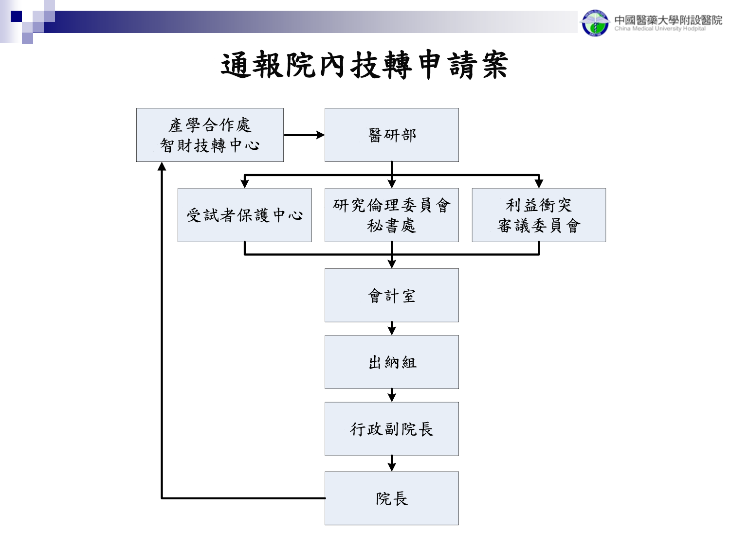# 通報院內技轉申請案

產學合作處 智財技轉中心 → 醫研部

醫研部 →
- 受試者保護中心
- 研究倫理委員會秘書處
- 利益衝突審議委員會

→ 會計室 → 出納組 → 行政副院長 → 院長 → 產學合作處 智財技轉中心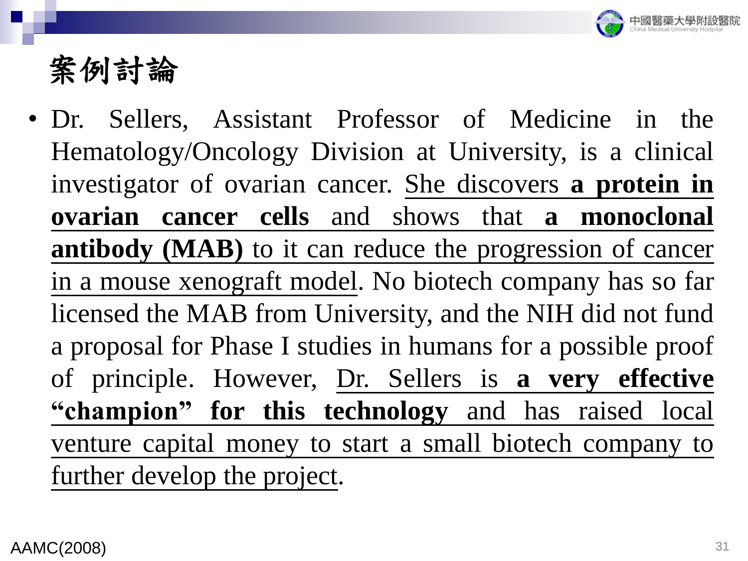# 案例討論

- Dr. Sellers, Assistant Professor of Medicine in the Hematology/Oncology Division at University, is a clinical investigator of ovarian cancer. She discovers **a protein in ovarian cancer cells** and shows that **a monoclonal antibody (MAB)** to it can reduce the progression of cancer in a mouse xenograft model. No biotech company has so far licensed the MAB from University, and the NIH did not fund a proposal for Phase I studies in humans for a possible proof of principle. However, Dr. Sellers is **a very effective "champion" for this technology** and has raised local venture capital money to start a small biotech company to further develop the project.

AAMC(2008)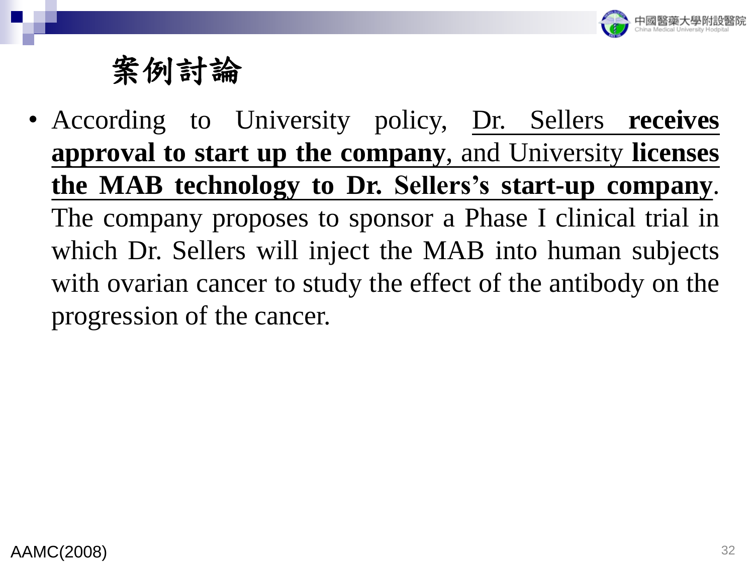# 案例討論

- According to University policy, <u>Dr. Sellers **receives approval to start up the company**</u>, and University <u>**licenses the MAB technology to Dr. Sellers's start-up company**</u>. The company proposes to sponsor a Phase I clinical trial in which Dr. Sellers will inject the MAB into human subjects with ovarian cancer to study the effect of the antibody on the progression of the cancer.

AAMC(2008)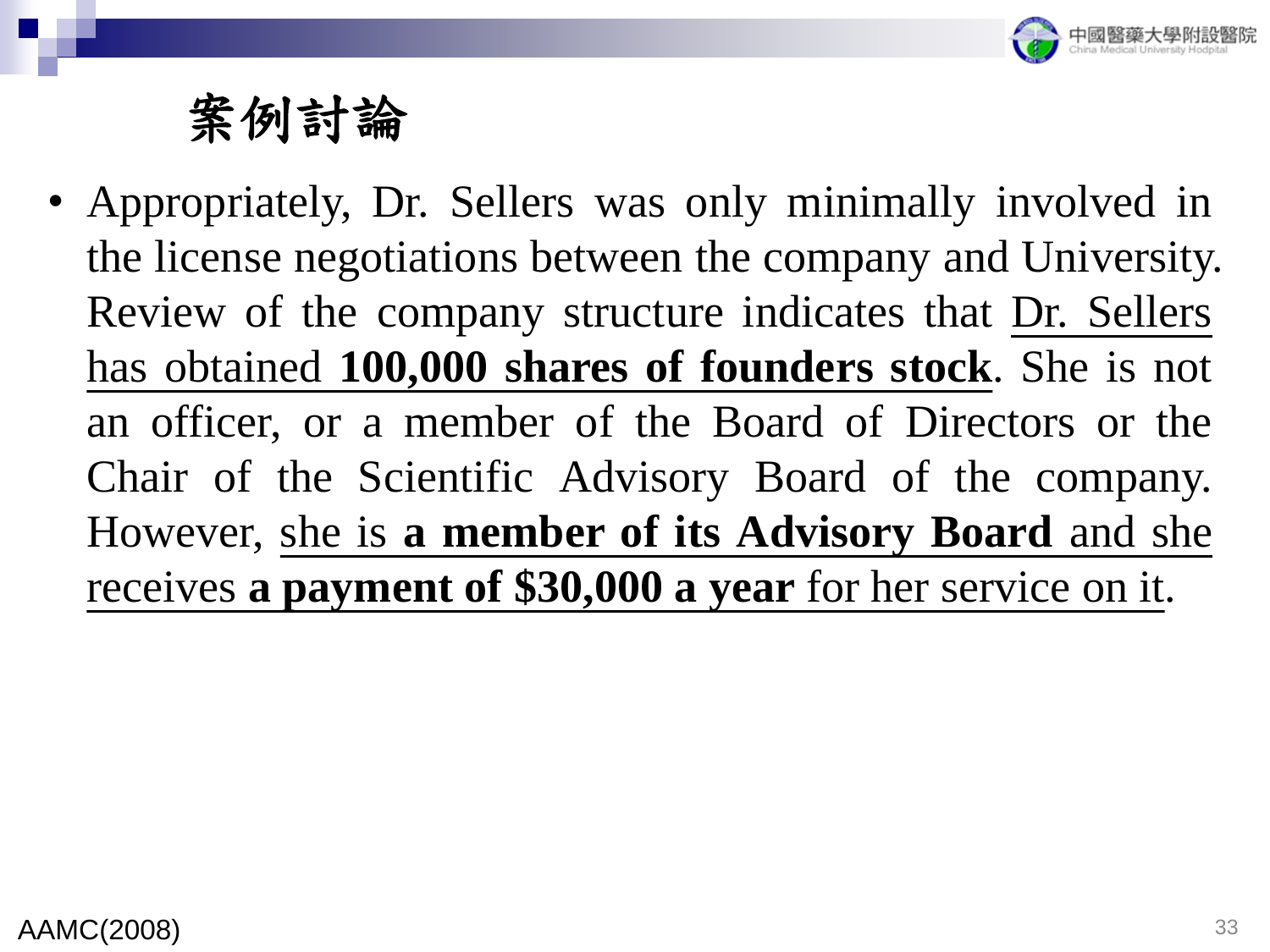# 案例討論

- Appropriately, Dr. Sellers was only minimally involved in the license negotiations between the company and University. Review of the company structure indicates that Dr. Sellers has obtained **100,000 shares of founders stock**. She is not an officer, or a member of the Board of Directors or the Chair of the Scientific Advisory Board of the company. However, she is **a member of its Advisory Board** and she receives **a payment of $30,000 a year** for her service on it.

AAMC(2008)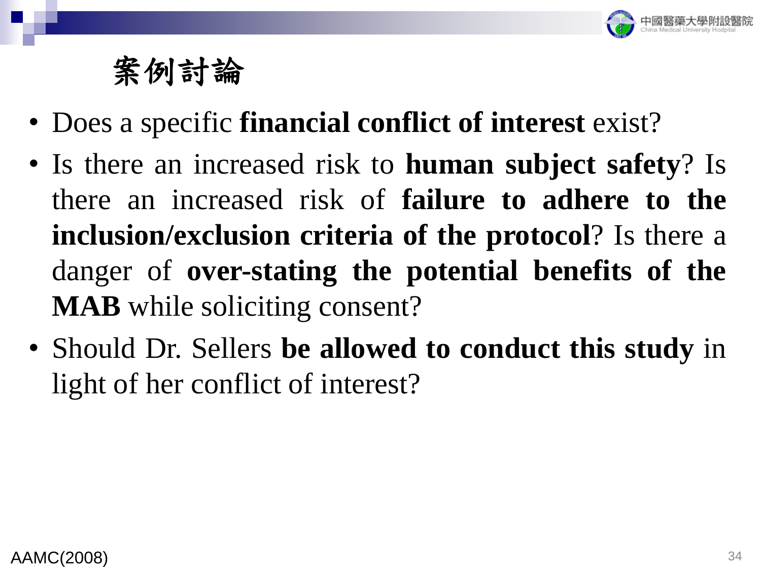# 案例討論

- Does a specific **financial conflict of interest** exist?
- Is there an increased risk to **human subject safety**? Is there an increased risk of **failure to adhere to the inclusion/exclusion criteria of the protocol**? Is there a danger of **over-stating the potential benefits of the MAB** while soliciting consent?
- Should Dr. Sellers **be allowed to conduct this study** in light of her conflict of interest?

AAMC(2008)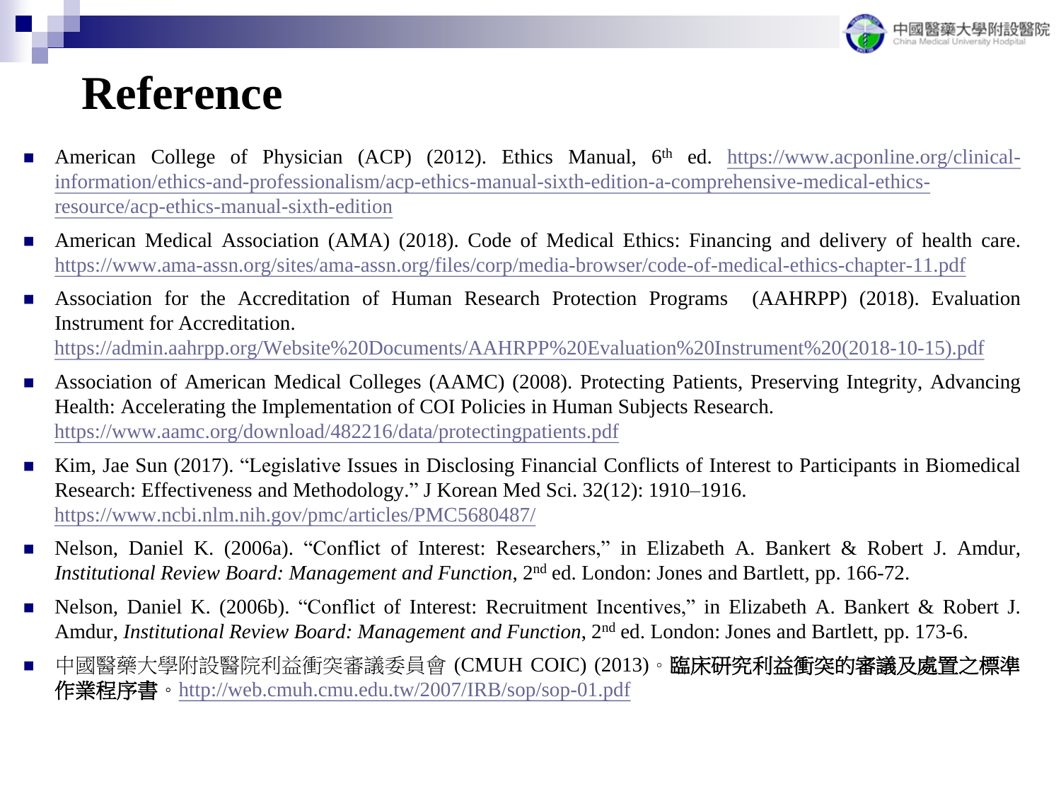# Reference

- American College of Physician (ACP) (2012). Ethics Manual, 6th ed. https://www.acponline.org/clinical-information/ethics-and-professionalism/acp-ethics-manual-sixth-edition-a-comprehensive-medical-ethics-resource/acp-ethics-manual-sixth-edition
- American Medical Association (AMA) (2018). Code of Medical Ethics: Financing and delivery of health care. https://www.ama-assn.org/sites/ama-assn.org/files/corp/media-browser/code-of-medical-ethics-chapter-11.pdf
- Association for the Accreditation of Human Research Protection Programs (AAHRPP) (2018). Evaluation Instrument for Accreditation. https://admin.aahrpp.org/Website%20Documents/AAHRPP%20Evaluation%20Instrument%20(2018-10-15).pdf
- Association of American Medical Colleges (AAMC) (2008). Protecting Patients, Preserving Integrity, Advancing Health: Accelerating the Implementation of COI Policies in Human Subjects Research. https://www.aamc.org/download/482216/data/protectingpatients.pdf
- Kim, Jae Sun (2017). "Legislative Issues in Disclosing Financial Conflicts of Interest to Participants in Biomedical Research: Effectiveness and Methodology." J Korean Med Sci. 32(12): 1910–1916. https://www.ncbi.nlm.nih.gov/pmc/articles/PMC5680487/
- Nelson, Daniel K. (2006a). "Conflict of Interest: Researchers," in Elizabeth A. Bankert & Robert J. Amdur, *Institutional Review Board: Management and Function*, 2nd ed. London: Jones and Bartlett, pp. 166-72.
- Nelson, Daniel K. (2006b). "Conflict of Interest: Recruitment Incentives," in Elizabeth A. Bankert & Robert J. Amdur, *Institutional Review Board: Management and Function*, 2nd ed. London: Jones and Bartlett, pp. 173-6.
- 中國醫藥大學附設醫院利益衝突審議委員會 (CMUH COIC) (2013)。**臨床研究利益衝突的審議及處置之標準作業程序書**。http://web.cmuh.cmu.edu.tw/2007/IRB/sop/sop-01.pdf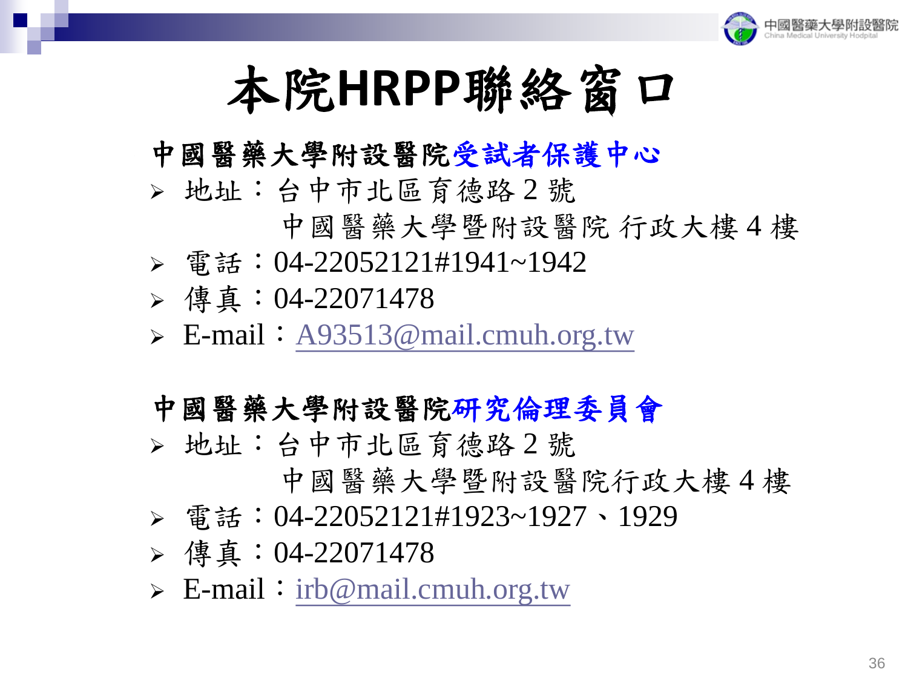# 本院HRPP聯絡窗口

**中國醫藥大學附設醫院受試者保護中心**

- 地址：台中市北區育德路2號
  中國醫藥大學暨附設醫院 行政大樓4樓
- 電話：04-22052121#1941~1942
- 傳真：04-22071478
- E-mail：A93513@mail.cmuh.org.tw

**中國醫藥大學附設醫院研究倫理委員會**

- 地址：台中市北區育德路2號
  中國醫藥大學暨附設醫院行政大樓4樓
- 電話：04-22052121#1923~1927、1929
- 傳真：04-22071478
- E-mail：irb@mail.cmuh.org.tw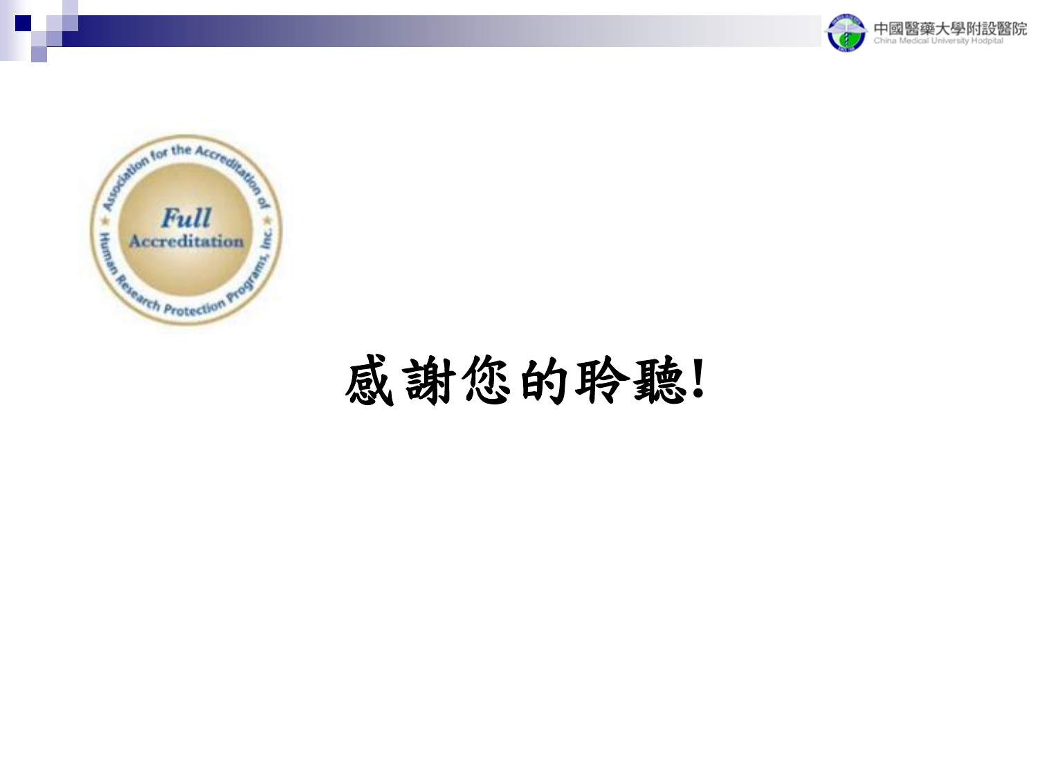# 感謝您的聆聽!